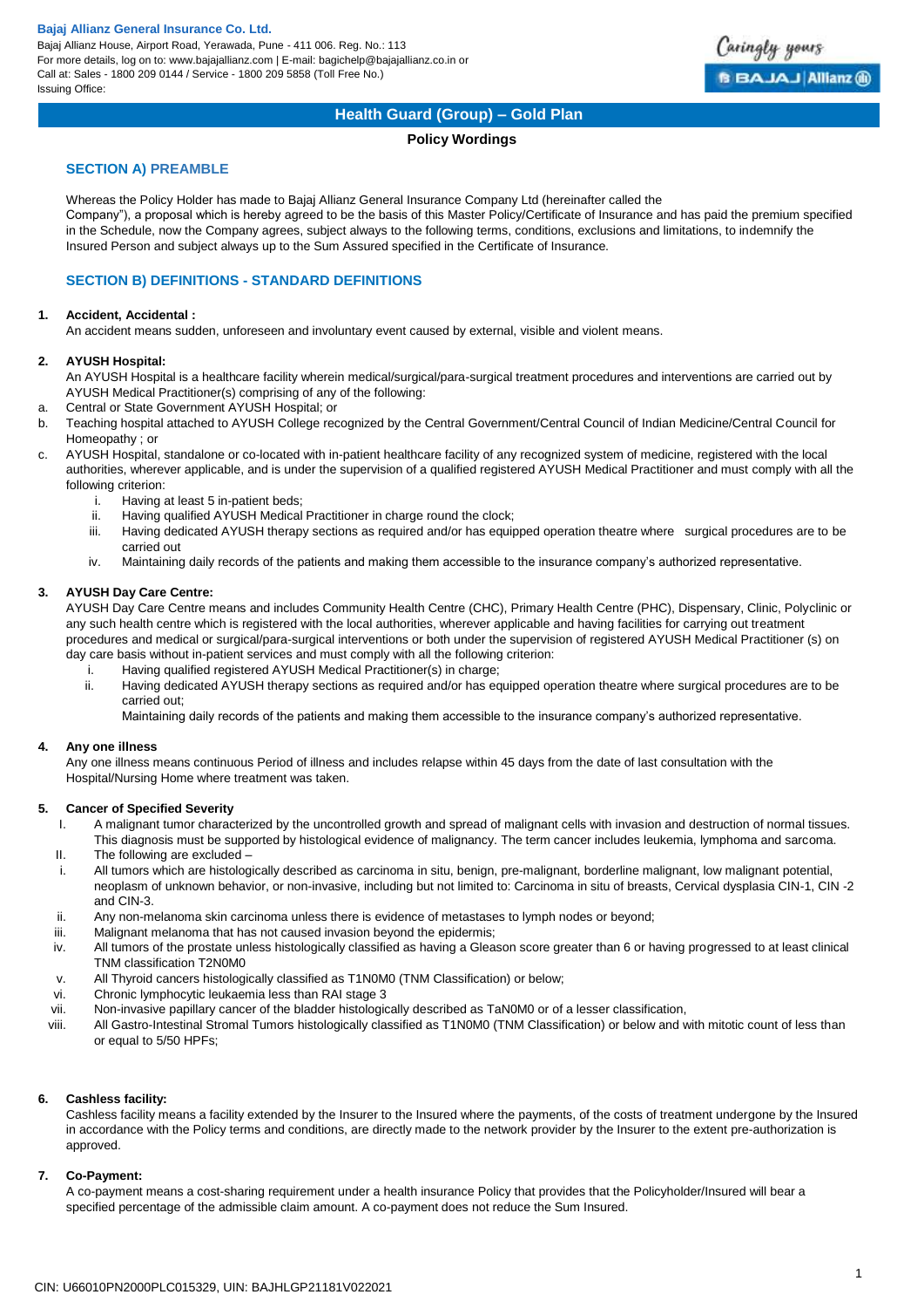**Bajaj Allianz General Insurance Co. Ltd.**
Bajaj Allianz House, Airport Road, Yerawada, Pune - 411 006. Reg. No.: 113
For more details, log on to: www.bajajallianz.com | E-mail: bagichelp@bajajallianz.co.in or
Call at: Sales - 1800 209 0144 / Service - 1800 209 5858 (Toll Free No.)
Issuing Office:

# Health Guard (Group) – Gold Plan

**Policy Wordings**

## SECTION A) PREAMBLE

Whereas the Policy Holder has made to Bajaj Allianz General Insurance Company Ltd (hereinafter called the Company"), a proposal which is hereby agreed to be the basis of this Master Policy/Certificate of Insurance and has paid the premium specified in the Schedule, now the Company agrees, subject always to the following terms, conditions, exclusions and limitations, to indemnify the Insured Person and subject always up to the Sum Assured specified in the Certificate of Insurance.

## SECTION B) DEFINITIONS - STANDARD DEFINITIONS

**1. Accident, Accidental :**
An accident means sudden, unforeseen and involuntary event caused by external, visible and violent means.

**2. AYUSH Hospital:**
An AYUSH Hospital is a healthcare facility wherein medical/surgical/para-surgical treatment procedures and interventions are carried out by AYUSH Medical Practitioner(s) comprising of any of the following:

a. Central or State Government AYUSH Hospital; or
b. Teaching hospital attached to AYUSH College recognized by the Central Government/Central Council of Indian Medicine/Central Council for Homeopathy ; or
c. AYUSH Hospital, standalone or co-located with in-patient healthcare facility of any recognized system of medicine, registered with the local authorities, wherever applicable, and is under the supervision of a qualified registered AYUSH Medical Practitioner and must comply with all the following criterion:
   i. Having at least 5 in-patient beds;
   ii. Having qualified AYUSH Medical Practitioner in charge round the clock;
   iii. Having dedicated AYUSH therapy sections as required and/or has equipped operation theatre where surgical procedures are to be carried out
   iv. Maintaining daily records of the patients and making them accessible to the insurance company's authorized representative.

**3. AYUSH Day Care Centre:**
AYUSH Day Care Centre means and includes Community Health Centre (CHC), Primary Health Centre (PHC), Dispensary, Clinic, Polyclinic or any such health centre which is registered with the local authorities, wherever applicable and having facilities for carrying out treatment procedures and medical or surgical/para-surgical interventions or both under the supervision of registered AYUSH Medical Practitioner (s) on day care basis without in-patient services and must comply with all the following criterion:

   i. Having qualified registered AYUSH Medical Practitioner(s) in charge;
   ii. Having dedicated AYUSH therapy sections as required and/or has equipped operation theatre where surgical procedures are to be carried out;
   Maintaining daily records of the patients and making them accessible to the insurance company's authorized representative.

**4. Any one illness**
Any one illness means continuous Period of illness and includes relapse within 45 days from the date of last consultation with the Hospital/Nursing Home where treatment was taken.

**5. Cancer of Specified Severity**

I. A malignant tumor characterized by the uncontrolled growth and spread of malignant cells with invasion and destruction of normal tissues. This diagnosis must be supported by histological evidence of malignancy. The term cancer includes leukemia, lymphoma and sarcoma.
II. The following are excluded –
   i. All tumors which are histologically described as carcinoma in situ, benign, pre-malignant, borderline malignant, low malignant potential, neoplasm of unknown behavior, or non-invasive, including but not limited to: Carcinoma in situ of breasts, Cervical dysplasia CIN-1, CIN -2 and CIN-3.
   ii. Any non-melanoma skin carcinoma unless there is evidence of metastases to lymph nodes or beyond;
   iii. Malignant melanoma that has not caused invasion beyond the epidermis;
   iv. All tumors of the prostate unless histologically classified as having a Gleason score greater than 6 or having progressed to at least clinical TNM classification T2N0M0
   v. All Thyroid cancers histologically classified as T1N0M0 (TNM Classification) or below;
   vi. Chronic lymphocytic leukaemia less than RAI stage 3
   vii. Non-invasive papillary cancer of the bladder histologically described as TaN0M0 or of a lesser classification,
   viii. All Gastro-Intestinal Stromal Tumors histologically classified as T1N0M0 (TNM Classification) or below and with mitotic count of less than or equal to 5/50 HPFs;

**6. Cashless facility:**
Cashless facility means a facility extended by the Insurer to the Insured where the payments, of the costs of treatment undergone by the Insured in accordance with the Policy terms and conditions, are directly made to the network provider by the Insurer to the extent pre-authorization is approved.

**7. Co-Payment:**
A co-payment means a cost-sharing requirement under a health insurance Policy that provides that the Policyholder/Insured will bear a specified percentage of the admissible claim amount. A co-payment does not reduce the Sum Insured.

CIN: U66010PN2000PLC015329, UIN: BAJHLGP21181V022021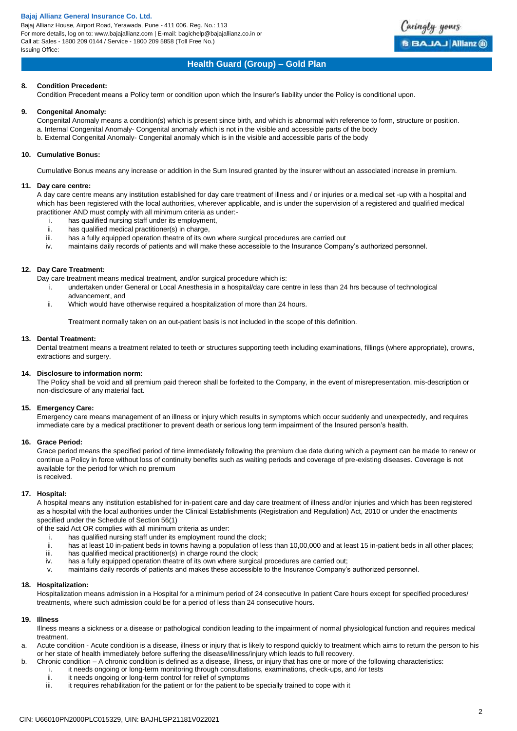## Health Guard (Group) – Gold Plan

**8. Condition Precedent:**
Condition Precedent means a Policy term or condition upon which the Insurer's liability under the Policy is conditional upon.

**9. Congenital Anomaly:**
Congenital Anomaly means a condition(s) which is present since birth, and which is abnormal with reference to form, structure or position.
a. Internal Congenital Anomaly- Congenital anomaly which is not in the visible and accessible parts of the body
b. External Congenital Anomaly- Congenital anomaly which is in the visible and accessible parts of the body

**10. Cumulative Bonus:**

Cumulative Bonus means any increase or addition in the Sum Insured granted by the insurer without an associated increase in premium.

**11. Day care centre:**
A day care centre means any institution established for day care treatment of illness and / or injuries or a medical set -up with a hospital and which has been registered with the local authorities, wherever applicable, and is under the supervision of a registered and qualified medical practitioner AND must comply with all minimum criteria as under:-

i. has qualified nursing staff under its employment,
ii. has qualified medical practitioner(s) in charge,
iii. has a fully equipped operation theatre of its own where surgical procedures are carried out
iv. maintains daily records of patients and will make these accessible to the Insurance Company's authorized personnel.

**12. Day Care Treatment:**
Day care treatment means medical treatment, and/or surgical procedure which is:

i. undertaken under General or Local Anesthesia in a hospital/day care centre in less than 24 hrs because of technological advancement, and
ii. Which would have otherwise required a hospitalization of more than 24 hours.

Treatment normally taken on an out-patient basis is not included in the scope of this definition.

**13. Dental Treatment:**
Dental treatment means a treatment related to teeth or structures supporting teeth including examinations, fillings (where appropriate), crowns, extractions and surgery.

**14. Disclosure to information norm:**
The Policy shall be void and all premium paid thereon shall be forfeited to the Company, in the event of misrepresentation, mis-description or non-disclosure of any material fact.

**15. Emergency Care:**
Emergency care means management of an illness or injury which results in symptoms which occur suddenly and unexpectedly, and requires immediate care by a medical practitioner to prevent death or serious long term impairment of the Insured person's health.

**16. Grace Period:**
Grace period means the specified period of time immediately following the premium due date during which a payment can be made to renew or continue a Policy in force without loss of continuity benefits such as waiting periods and coverage of pre-existing diseases. Coverage is not available for the period for which no premium
is received.

**17. Hospital:**
A hospital means any institution established for in-patient care and day care treatment of illness and/or injuries and which has been registered as a hospital with the local authorities under the Clinical Establishments (Registration and Regulation) Act, 2010 or under the enactments specified under the Schedule of Section 56(1)
of the said Act OR complies with all minimum criteria as under:

i. has qualified nursing staff under its employment round the clock;
ii. has at least 10 in-patient beds in towns having a population of less than 10,00,000 and at least 15 in-patient beds in all other places;
iii. has qualified medical practitioner(s) in charge round the clock;
iv. has a fully equipped operation theatre of its own where surgical procedures are carried out;
v. maintains daily records of patients and makes these accessible to the Insurance Company's authorized personnel.

**18. Hospitalization:**
Hospitalization means admission in a Hospital for a minimum period of 24 consecutive In patient Care hours except for specified procedures/ treatments, where such admission could be for a period of less than 24 consecutive hours.

**19. Illness**
Illness means a sickness or a disease or pathological condition leading to the impairment of normal physiological function and requires medical treatment.

a. Acute condition - Acute condition is a disease, illness or injury that is likely to respond quickly to treatment which aims to return the person to his or her state of health immediately before suffering the disease/illness/injury which leads to full recovery.
b. Chronic condition – A chronic condition is defined as a disease, illness, or injury that has one or more of the following characteristics:
   i. it needs ongoing or long-term monitoring through consultations, examinations, check-ups, and /or tests
   ii. it needs ongoing or long-term control for relief of symptoms
   iii. it requires rehabilitation for the patient or for the patient to be specially trained to cope with it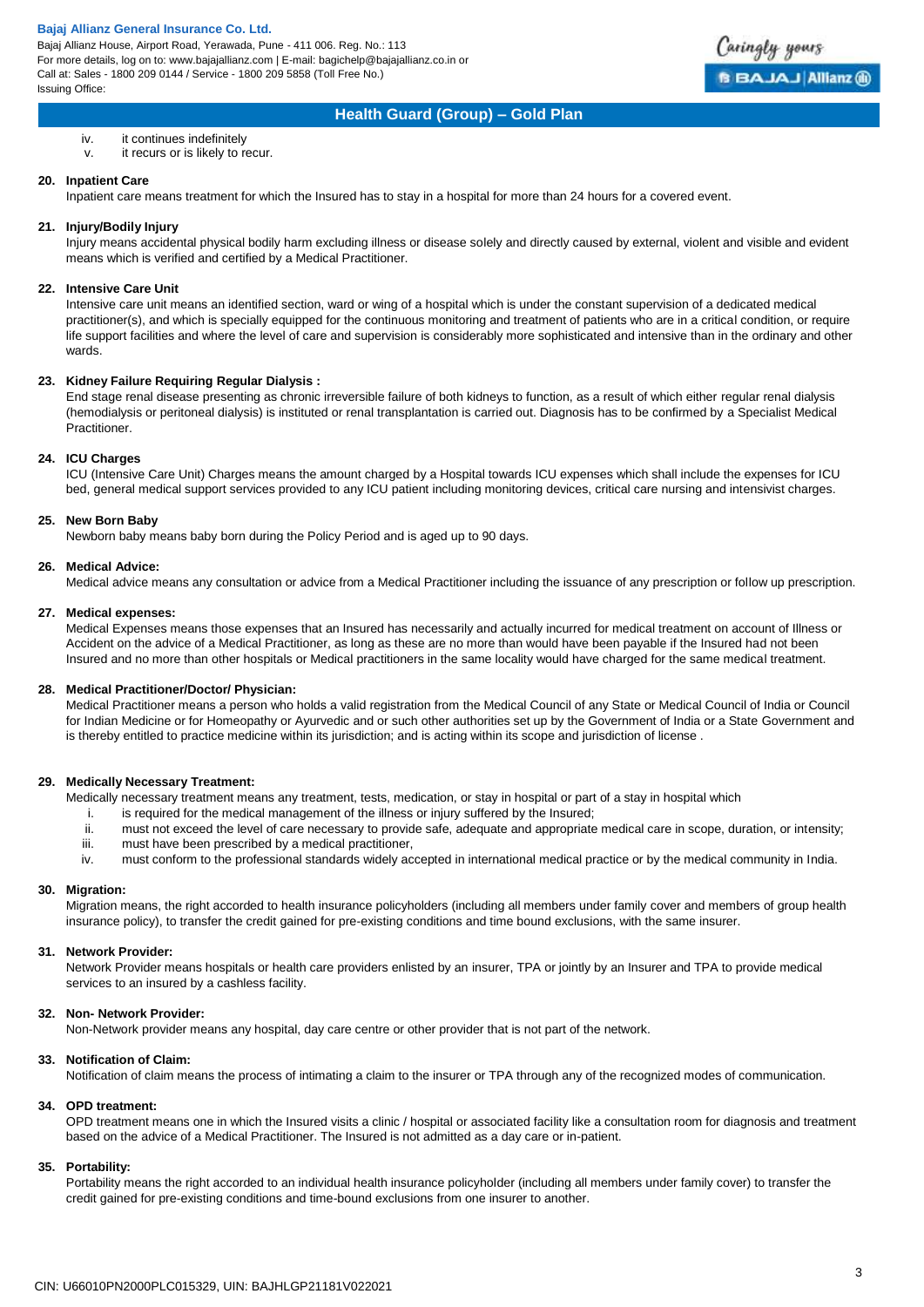iv. it continues indefinitely
v. it recurs or is likely to recur.

**20. Inpatient Care**

Inpatient care means treatment for which the Insured has to stay in a hospital for more than 24 hours for a covered event.

**21. Injury/Bodily Injury**

Injury means accidental physical bodily harm excluding illness or disease solely and directly caused by external, violent and visible and evident means which is verified and certified by a Medical Practitioner.

**22. Intensive Care Unit**

Intensive care unit means an identified section, ward or wing of a hospital which is under the constant supervision of a dedicated medical practitioner(s), and which is specially equipped for the continuous monitoring and treatment of patients who are in a critical condition, or require life support facilities and where the level of care and supervision is considerably more sophisticated and intensive than in the ordinary and other wards.

**23. Kidney Failure Requiring Regular Dialysis :**

End stage renal disease presenting as chronic irreversible failure of both kidneys to function, as a result of which either regular renal dialysis (hemodialysis or peritoneal dialysis) is instituted or renal transplantation is carried out. Diagnosis has to be confirmed by a Specialist Medical Practitioner.

**24. ICU Charges**

ICU (Intensive Care Unit) Charges means the amount charged by a Hospital towards ICU expenses which shall include the expenses for ICU bed, general medical support services provided to any ICU patient including monitoring devices, critical care nursing and intensivist charges.

**25. New Born Baby**

Newborn baby means baby born during the Policy Period and is aged up to 90 days.

**26. Medical Advice:**

Medical advice means any consultation or advice from a Medical Practitioner including the issuance of any prescription or follow up prescription.

**27. Medical expenses:**

Medical Expenses means those expenses that an Insured has necessarily and actually incurred for medical treatment on account of Illness or Accident on the advice of a Medical Practitioner, as long as these are no more than would have been payable if the Insured had not been Insured and no more than other hospitals or Medical practitioners in the same locality would have charged for the same medical treatment.

**28. Medical Practitioner/Doctor/ Physician:**

Medical Practitioner means a person who holds a valid registration from the Medical Council of any State or Medical Council of India or Council for Indian Medicine or for Homeopathy or Ayurvedic and or such other authorities set up by the Government of India or a State Government and is thereby entitled to practice medicine within its jurisdiction; and is acting within its scope and jurisdiction of license .

**29. Medically Necessary Treatment:**

Medically necessary treatment means any treatment, tests, medication, or stay in hospital or part of a stay in hospital which

i. is required for the medical management of the illness or injury suffered by the Insured;
ii. must not exceed the level of care necessary to provide safe, adequate and appropriate medical care in scope, duration, or intensity;
iii. must have been prescribed by a medical practitioner,
iv. must conform to the professional standards widely accepted in international medical practice or by the medical community in India.

**30. Migration:**

Migration means, the right accorded to health insurance policyholders (including all members under family cover and members of group health insurance policy), to transfer the credit gained for pre-existing conditions and time bound exclusions, with the same insurer.

**31. Network Provider:**

Network Provider means hospitals or health care providers enlisted by an insurer, TPA or jointly by an Insurer and TPA to provide medical services to an insured by a cashless facility.

**32. Non- Network Provider:**

Non-Network provider means any hospital, day care centre or other provider that is not part of the network.

**33. Notification of Claim:**

Notification of claim means the process of intimating a claim to the insurer or TPA through any of the recognized modes of communication.

**34. OPD treatment:**

OPD treatment means one in which the Insured visits a clinic / hospital or associated facility like a consultation room for diagnosis and treatment based on the advice of a Medical Practitioner. The Insured is not admitted as a day care or in-patient.

**35. Portability:**

Portability means the right accorded to an individual health insurance policyholder (including all members under family cover) to transfer the credit gained for pre-existing conditions and time-bound exclusions from one insurer to another.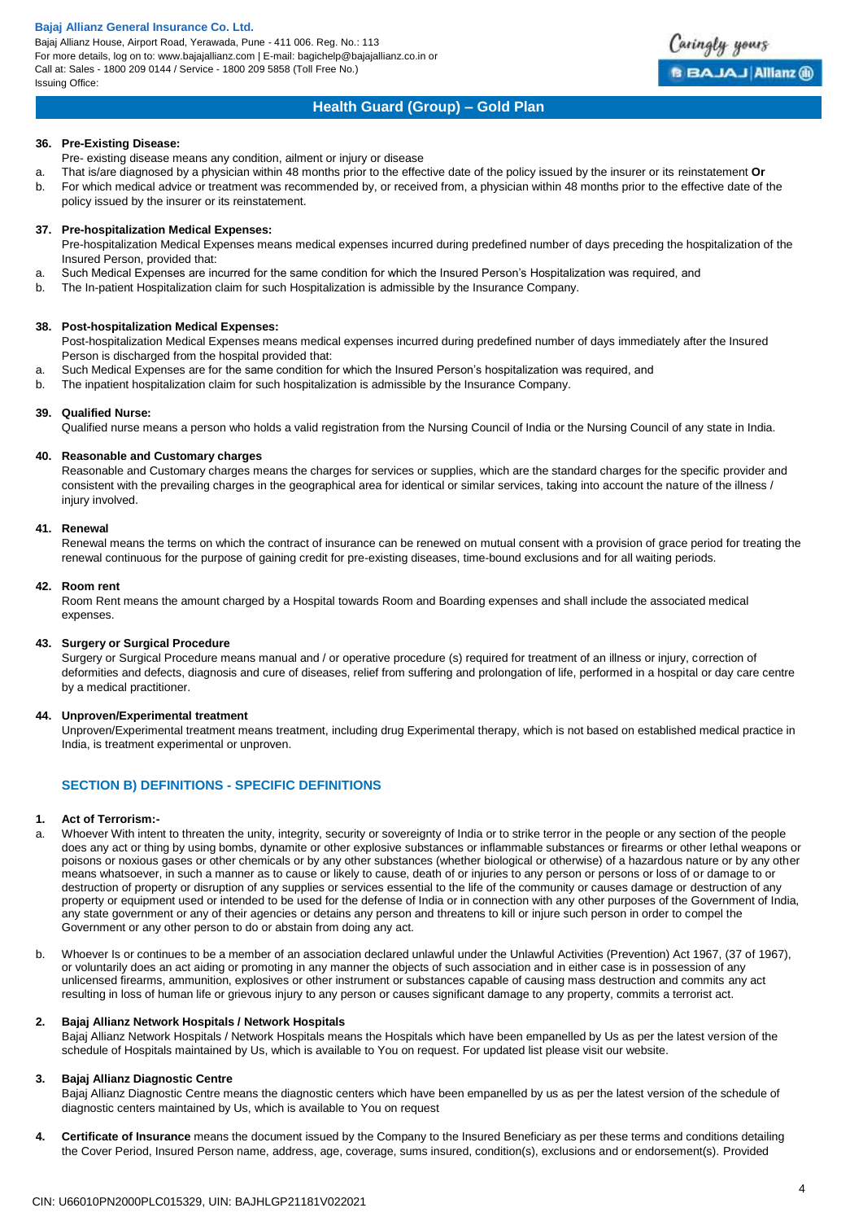**36. Pre-Existing Disease:**

Pre- existing disease means any condition, ailment or injury or disease

a. That is/are diagnosed by a physician within 48 months prior to the effective date of the policy issued by the insurer or its reinstatement **Or**
b. For which medical advice or treatment was recommended by, or received from, a physician within 48 months prior to the effective date of the policy issued by the insurer or its reinstatement.

**37. Pre-hospitalization Medical Expenses:**

Pre-hospitalization Medical Expenses means medical expenses incurred during predefined number of days preceding the hospitalization of the Insured Person, provided that:

a. Such Medical Expenses are incurred for the same condition for which the Insured Person's Hospitalization was required, and
b. The In-patient Hospitalization claim for such Hospitalization is admissible by the Insurance Company.

**38. Post-hospitalization Medical Expenses:**

Post-hospitalization Medical Expenses means medical expenses incurred during predefined number of days immediately after the Insured Person is discharged from the hospital provided that:

a. Such Medical Expenses are for the same condition for which the Insured Person's hospitalization was required, and
b. The inpatient hospitalization claim for such hospitalization is admissible by the Insurance Company.

**39. Qualified Nurse:**

Qualified nurse means a person who holds a valid registration from the Nursing Council of India or the Nursing Council of any state in India.

**40. Reasonable and Customary charges**

Reasonable and Customary charges means the charges for services or supplies, which are the standard charges for the specific provider and consistent with the prevailing charges in the geographical area for identical or similar services, taking into account the nature of the illness / injury involved.

**41. Renewal**

Renewal means the terms on which the contract of insurance can be renewed on mutual consent with a provision of grace period for treating the renewal continuous for the purpose of gaining credit for pre-existing diseases, time-bound exclusions and for all waiting periods.

**42. Room rent**

Room Rent means the amount charged by a Hospital towards Room and Boarding expenses and shall include the associated medical expenses.

**43. Surgery or Surgical Procedure**

Surgery or Surgical Procedure means manual and / or operative procedure (s) required for treatment of an illness or injury, correction of deformities and defects, diagnosis and cure of diseases, relief from suffering and prolongation of life, performed in a hospital or day care centre by a medical practitioner.

**44. Unproven/Experimental treatment**

Unproven/Experimental treatment means treatment, including drug Experimental therapy, which is not based on established medical practice in India, is treatment experimental or unproven.

## SECTION B) DEFINITIONS - SPECIFIC DEFINITIONS

**1. Act of Terrorism:-**

a. Whoever With intent to threaten the unity, integrity, security or sovereignty of India or to strike terror in the people or any section of the people does any act or thing by using bombs, dynamite or other explosive substances or inflammable substances or firearms or other lethal weapons or poisons or noxious gases or other chemicals or by any other substances (whether biological or otherwise) of a hazardous nature or by any other means whatsoever, in such a manner as to cause or likely to cause, death of or injuries to any person or persons or loss of or damage to or destruction of property or disruption of any supplies or services essential to the life of the community or causes damage or destruction of any property or equipment used or intended to be used for the defense of India or in connection with any other purposes of the Government of India, any state government or any of their agencies or detains any person and threatens to kill or injure such person in order to compel the Government or any other person to do or abstain from doing any act.

b. Whoever Is or continues to be a member of an association declared unlawful under the Unlawful Activities (Prevention) Act 1967, (37 of 1967), or voluntarily does an act aiding or promoting in any manner the objects of such association and in either case is in possession of any unlicensed firearms, ammunition, explosives or other instrument or substances capable of causing mass destruction and commits any act resulting in loss of human life or grievous injury to any person or causes significant damage to any property, commits a terrorist act.

**2. Bajaj Allianz Network Hospitals / Network Hospitals**

Bajaj Allianz Network Hospitals / Network Hospitals means the Hospitals which have been empanelled by Us as per the latest version of the schedule of Hospitals maintained by Us, which is available to You on request. For updated list please visit our website.

**3. Bajaj Allianz Diagnostic Centre**

Bajaj Allianz Diagnostic Centre means the diagnostic centers which have been empanelled by us as per the latest version of the schedule of diagnostic centers maintained by Us, which is available to You on request

**4. Certificate of Insurance** means the document issued by the Company to the Insured Beneficiary as per these terms and conditions detailing the Cover Period, Insured Person name, address, age, coverage, sums insured, condition(s), exclusions and or endorsement(s). Provided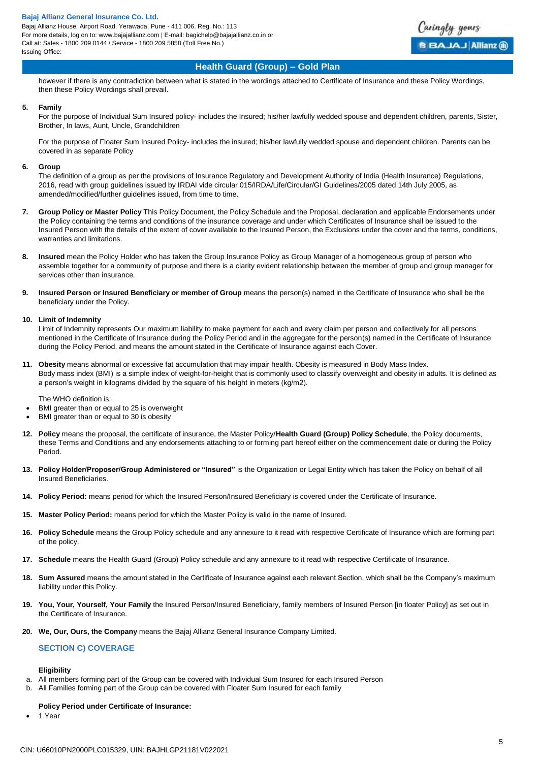however if there is any contradiction between what is stated in the wordings attached to Certificate of Insurance and these Policy Wordings, then these Policy Wordings shall prevail.

**5. Family**

For the purpose of Individual Sum Insured policy- includes the Insured; his/her lawfully wedded spouse and dependent children, parents, Sister, Brother, In laws, Aunt, Uncle, Grandchildren

For the purpose of Floater Sum Insured Policy- includes the insured; his/her lawfully wedded spouse and dependent children. Parents can be covered in as separate Policy

**6. Group**

The definition of a group as per the provisions of Insurance Regulatory and Development Authority of India (Health Insurance) Regulations, 2016, read with group guidelines issued by IRDAI vide circular 015/IRDA/Life/Circular/GI Guidelines/2005 dated 14th July 2005, as amended/modified/further guidelines issued, from time to time.

**7. Group Policy or Master Policy** This Policy Document, the Policy Schedule and the Proposal, declaration and applicable Endorsements under the Policy containing the terms and conditions of the insurance coverage and under which Certificates of Insurance shall be issued to the Insured Person with the details of the extent of cover available to the Insured Person, the Exclusions under the cover and the terms, conditions, warranties and limitations.

**8. Insured** mean the Policy Holder who has taken the Group Insurance Policy as Group Manager of a homogeneous group of person who assemble together for a community of purpose and there is a clarity evident relationship between the member of group and group manager for services other than insurance.

**9. Insured Person or Insured Beneficiary or member of Group** means the person(s) named in the Certificate of Insurance who shall be the beneficiary under the Policy.

**10. Limit of Indemnity**

Limit of Indemnity represents Our maximum liability to make payment for each and every claim per person and collectively for all persons mentioned in the Certificate of Insurance during the Policy Period and in the aggregate for the person(s) named in the Certificate of Insurance during the Policy Period, and means the amount stated in the Certificate of Insurance against each Cover.

**11. Obesity** means abnormal or excessive fat accumulation that may impair health. Obesity is measured in Body Mass Index.
Body mass index (BMI) is a simple index of weight-for-height that is commonly used to classify overweight and obesity in adults. It is defined as a person's weight in kilograms divided by the square of his height in meters (kg/m2).

The WHO definition is:

- BMI greater than or equal to 25 is overweight
- BMI greater than or equal to 30 is obesity

**12. Policy** means the proposal, the certificate of insurance, the Master Policy/**Health Guard (Group) Policy Schedule**, the Policy documents, these Terms and Conditions and any endorsements attaching to or forming part hereof either on the commencement date or during the Policy Period.

**13. Policy Holder/Proposer/Group Administered or "Insured"** is the Organization or Legal Entity which has taken the Policy on behalf of all Insured Beneficiaries.

**14. Policy Period:** means period for which the Insured Person/Insured Beneficiary is covered under the Certificate of Insurance.

**15. Master Policy Period:** means period for which the Master Policy is valid in the name of Insured.

**16. Policy Schedule** means the Group Policy schedule and any annexure to it read with respective Certificate of Insurance which are forming part of the policy.

**17. Schedule** means the Health Guard (Group) Policy schedule and any annexure to it read with respective Certificate of Insurance.

**18. Sum Assured** means the amount stated in the Certificate of Insurance against each relevant Section, which shall be the Company's maximum liability under this Policy.

**19. You, Your, Yourself, Your Family** the Insured Person/Insured Beneficiary, family members of Insured Person [in floater Policy] as set out in the Certificate of Insurance.

**20. We, Our, Ours, the Company** means the Bajaj Allianz General Insurance Company Limited.

## SECTION C) COVERAGE

**Eligibility**

a. All members forming part of the Group can be covered with Individual Sum Insured for each Insured Person
b. All Families forming part of the Group can be covered with Floater Sum Insured for each family

**Policy Period under Certificate of Insurance:**

- 1 Year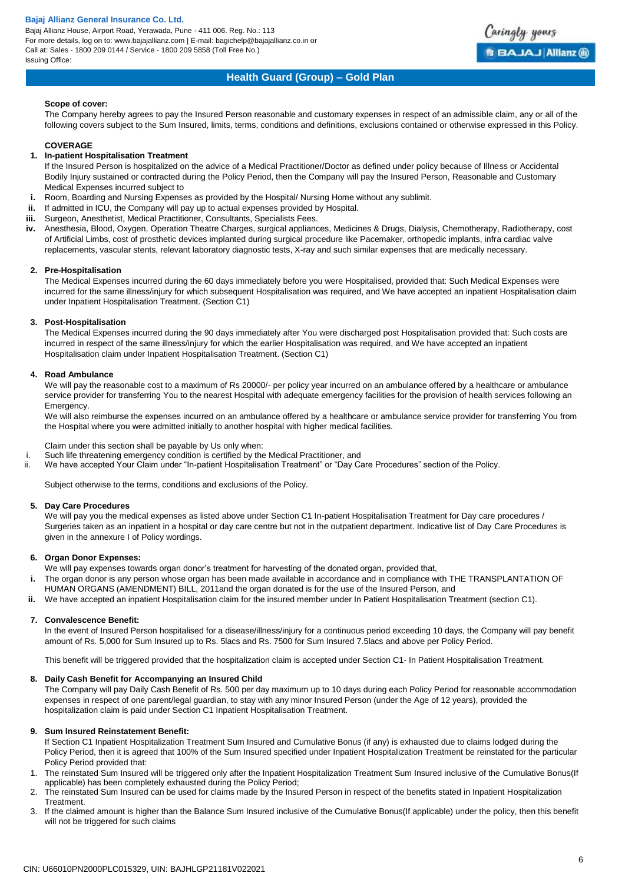## Health Guard (Group) – Gold Plan

**Scope of cover:**

The Company hereby agrees to pay the Insured Person reasonable and customary expenses in respect of an admissible claim, any or all of the following covers subject to the Sum Insured, limits, terms, conditions and definitions, exclusions contained or otherwise expressed in this Policy.

**COVERAGE**

**1. In-patient Hospitalisation Treatment**

If the Insured Person is hospitalized on the advice of a Medical Practitioner/Doctor as defined under policy because of Illness or Accidental Bodily Injury sustained or contracted during the Policy Period, then the Company will pay the Insured Person, Reasonable and Customary Medical Expenses incurred subject to

- **i.** Room, Boarding and Nursing Expenses as provided by the Hospital/ Nursing Home without any sublimit.
- **ii.** If admitted in ICU, the Company will pay up to actual expenses provided by Hospital.
- **iii.** Surgeon, Anesthetist, Medical Practitioner, Consultants, Specialists Fees.
- **iv.** Anesthesia, Blood, Oxygen, Operation Theatre Charges, surgical appliances, Medicines & Drugs, Dialysis, Chemotherapy, Radiotherapy, cost of Artificial Limbs, cost of prosthetic devices implanted during surgical procedure like Pacemaker, orthopedic implants, infra cardiac valve replacements, vascular stents, relevant laboratory diagnostic tests, X-ray and such similar expenses that are medically necessary.

**2. Pre-Hospitalisation**

The Medical Expenses incurred during the 60 days immediately before you were Hospitalised, provided that: Such Medical Expenses were incurred for the same illness/injury for which subsequent Hospitalisation was required, and We have accepted an inpatient Hospitalisation claim under Inpatient Hospitalisation Treatment. (Section C1)

**3. Post-Hospitalisation**

The Medical Expenses incurred during the 90 days immediately after You were discharged post Hospitalisation provided that: Such costs are incurred in respect of the same illness/injury for which the earlier Hospitalisation was required, and We have accepted an inpatient Hospitalisation claim under Inpatient Hospitalisation Treatment. (Section C1)

**4. Road Ambulance**

We will pay the reasonable cost to a maximum of Rs 20000/- per policy year incurred on an ambulance offered by a healthcare or ambulance service provider for transferring You to the nearest Hospital with adequate emergency facilities for the provision of health services following an Emergency.

We will also reimburse the expenses incurred on an ambulance offered by a healthcare or ambulance service provider for transferring You from the Hospital where you were admitted initially to another hospital with higher medical facilities.

Claim under this section shall be payable by Us only when:

- i. Such life threatening emergency condition is certified by the Medical Practitioner, and
- ii. We have accepted Your Claim under "In-patient Hospitalisation Treatment" or "Day Care Procedures" section of the Policy.

Subject otherwise to the terms, conditions and exclusions of the Policy.

**5. Day Care Procedures**

We will pay you the medical expenses as listed above under Section C1 In-patient Hospitalisation Treatment for Day care procedures / Surgeries taken as an inpatient in a hospital or day care centre but not in the outpatient department. Indicative list of Day Care Procedures is given in the annexure I of Policy wordings.

**6. Organ Donor Expenses:**

We will pay expenses towards organ donor's treatment for harvesting of the donated organ, provided that,

- **i.** The organ donor is any person whose organ has been made available in accordance and in compliance with THE TRANSPLANTATION OF HUMAN ORGANS (AMENDMENT) BILL, 2011and the organ donated is for the use of the Insured Person, and
- **ii.** We have accepted an inpatient Hospitalisation claim for the insured member under In Patient Hospitalisation Treatment (section C1).

**7. Convalescence Benefit:**

In the event of Insured Person hospitalised for a disease/illness/injury for a continuous period exceeding 10 days, the Company will pay benefit amount of Rs. 5,000 for Sum Insured up to Rs. 5lacs and Rs. 7500 for Sum Insured 7.5lacs and above per Policy Period.

This benefit will be triggered provided that the hospitalization claim is accepted under Section C1- In Patient Hospitalisation Treatment.

**8. Daily Cash Benefit for Accompanying an Insured Child**

The Company will pay Daily Cash Benefit of Rs. 500 per day maximum up to 10 days during each Policy Period for reasonable accommodation expenses in respect of one parent/legal guardian, to stay with any minor Insured Person (under the Age of 12 years), provided the hospitalization claim is paid under Section C1 Inpatient Hospitalisation Treatment.

**9. Sum Insured Reinstatement Benefit:**

If Section C1 Inpatient Hospitalization Treatment Sum Insured and Cumulative Bonus (if any) is exhausted due to claims lodged during the Policy Period, then it is agreed that 100% of the Sum Insured specified under Inpatient Hospitalization Treatment be reinstated for the particular Policy Period provided that:

1. The reinstated Sum Insured will be triggered only after the Inpatient Hospitalization Treatment Sum Insured inclusive of the Cumulative Bonus(If applicable) has been completely exhausted during the Policy Period;
2. The reinstated Sum Insured can be used for claims made by the Insured Person in respect of the benefits stated in Inpatient Hospitalization Treatment.
3. If the claimed amount is higher than the Balance Sum Insured inclusive of the Cumulative Bonus(If applicable) under the policy, then this benefit will not be triggered for such claims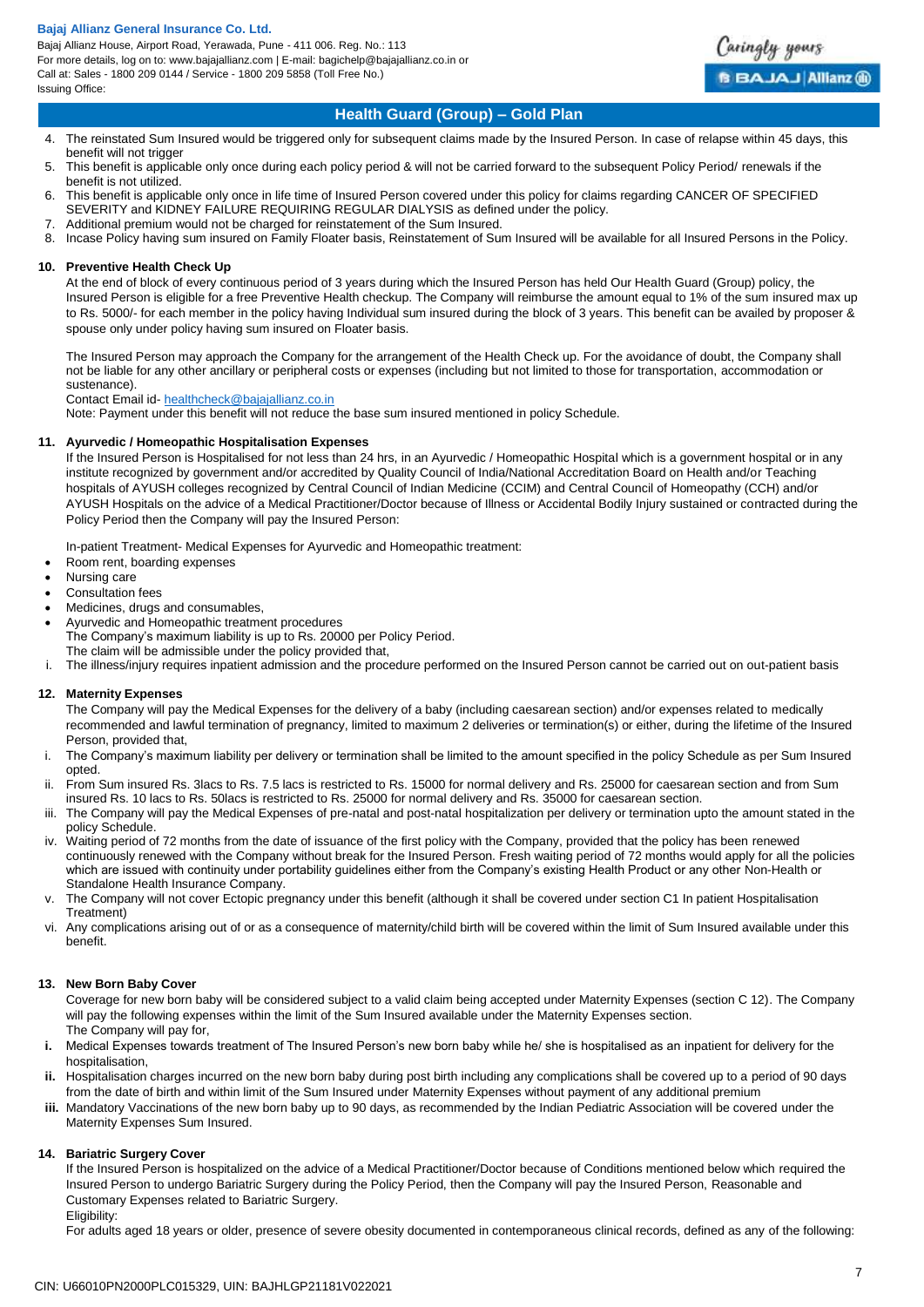4. The reinstated Sum Insured would be triggered only for subsequent claims made by the Insured Person. In case of relapse within 45 days, this benefit will not trigger
5. This benefit is applicable only once during each policy period & will not be carried forward to the subsequent Policy Period/ renewals if the benefit is not utilized.
6. This benefit is applicable only once in life time of Insured Person covered under this policy for claims regarding CANCER OF SPECIFIED SEVERITY and KIDNEY FAILURE REQUIRING REGULAR DIALYSIS as defined under the policy.
7. Additional premium would not be charged for reinstatement of the Sum Insured.
8. Incase Policy having sum insured on Family Floater basis, Reinstatement of Sum Insured will be available for all Insured Persons in the Policy.

**10. Preventive Health Check Up**

At the end of block of every continuous period of 3 years during which the Insured Person has held Our Health Guard (Group) policy, the Insured Person is eligible for a free Preventive Health checkup. The Company will reimburse the amount equal to 1% of the sum insured max up to Rs. 5000/- for each member in the policy having Individual sum insured during the block of 3 years. This benefit can be availed by proposer & spouse only under policy having sum insured on Floater basis.

The Insured Person may approach the Company for the arrangement of the Health Check up. For the avoidance of doubt, the Company shall not be liable for any other ancillary or peripheral costs or expenses (including but not limited to those for transportation, accommodation or sustenance).

Contact Email id- healthcheck@bajajallianz.co.in

Note: Payment under this benefit will not reduce the base sum insured mentioned in policy Schedule.

**11. Ayurvedic / Homeopathic Hospitalisation Expenses**

If the Insured Person is Hospitalised for not less than 24 hrs, in an Ayurvedic / Homeopathic Hospital which is a government hospital or in any institute recognized by government and/or accredited by Quality Council of India/National Accreditation Board on Health and/or Teaching hospitals of AYUSH colleges recognized by Central Council of Indian Medicine (CCIM) and Central Council of Homeopathy (CCH) and/or AYUSH Hospitals on the advice of a Medical Practitioner/Doctor because of Illness or Accidental Bodily Injury sustained or contracted during the Policy Period then the Company will pay the Insured Person:

In-patient Treatment- Medical Expenses for Ayurvedic and Homeopathic treatment:

- Room rent, boarding expenses
- Nursing care
- Consultation fees
- Medicines, drugs and consumables,
- Ayurvedic and Homeopathic treatment procedures

The Company's maximum liability is up to Rs. 20000 per Policy Period.

The claim will be admissible under the policy provided that,

i. The illness/injury requires inpatient admission and the procedure performed on the Insured Person cannot be carried out on out-patient basis

**12. Maternity Expenses**

The Company will pay the Medical Expenses for the delivery of a baby (including caesarean section) and/or expenses related to medically recommended and lawful termination of pregnancy, limited to maximum 2 deliveries or termination(s) or either, during the lifetime of the Insured Person, provided that,

i. The Company's maximum liability per delivery or termination shall be limited to the amount specified in the policy Schedule as per Sum Insured opted.
ii. From Sum insured Rs. 3lacs to Rs. 7.5 lacs is restricted to Rs. 15000 for normal delivery and Rs. 25000 for caesarean section and from Sum insured Rs. 10 lacs to Rs. 50lacs is restricted to Rs. 25000 for normal delivery and Rs. 35000 for caesarean section.
iii. The Company will pay the Medical Expenses of pre-natal and post-natal hospitalization per delivery or termination upto the amount stated in the policy Schedule.
iv. Waiting period of 72 months from the date of issuance of the first policy with the Company, provided that the policy has been renewed continuously renewed with the Company without break for the Insured Person. Fresh waiting period of 72 months would apply for all the policies which are issued with continuity under portability guidelines either from the Company's existing Health Product or any other Non-Health or Standalone Health Insurance Company.
v. The Company will not cover Ectopic pregnancy under this benefit (although it shall be covered under section C1 In patient Hospitalisation Treatment)
vi. Any complications arising out of or as a consequence of maternity/child birth will be covered within the limit of Sum Insured available under this benefit.

**13. New Born Baby Cover**

Coverage for new born baby will be considered subject to a valid claim being accepted under Maternity Expenses (section C 12). The Company will pay the following expenses within the limit of the Sum Insured available under the Maternity Expenses section.

The Company will pay for,

**i.** Medical Expenses towards treatment of The Insured Person's new born baby while he/ she is hospitalised as an inpatient for delivery for the hospitalisation,
**ii.** Hospitalisation charges incurred on the new born baby during post birth including any complications shall be covered up to a period of 90 days from the date of birth and within limit of the Sum Insured under Maternity Expenses without payment of any additional premium
**iii.** Mandatory Vaccinations of the new born baby up to 90 days, as recommended by the Indian Pediatric Association will be covered under the Maternity Expenses Sum Insured.

**14. Bariatric Surgery Cover**

If the Insured Person is hospitalized on the advice of a Medical Practitioner/Doctor because of Conditions mentioned below which required the Insured Person to undergo Bariatric Surgery during the Policy Period, then the Company will pay the Insured Person, Reasonable and Customary Expenses related to Bariatric Surgery.

Eligibility:

For adults aged 18 years or older, presence of severe obesity documented in contemporaneous clinical records, defined as any of the following: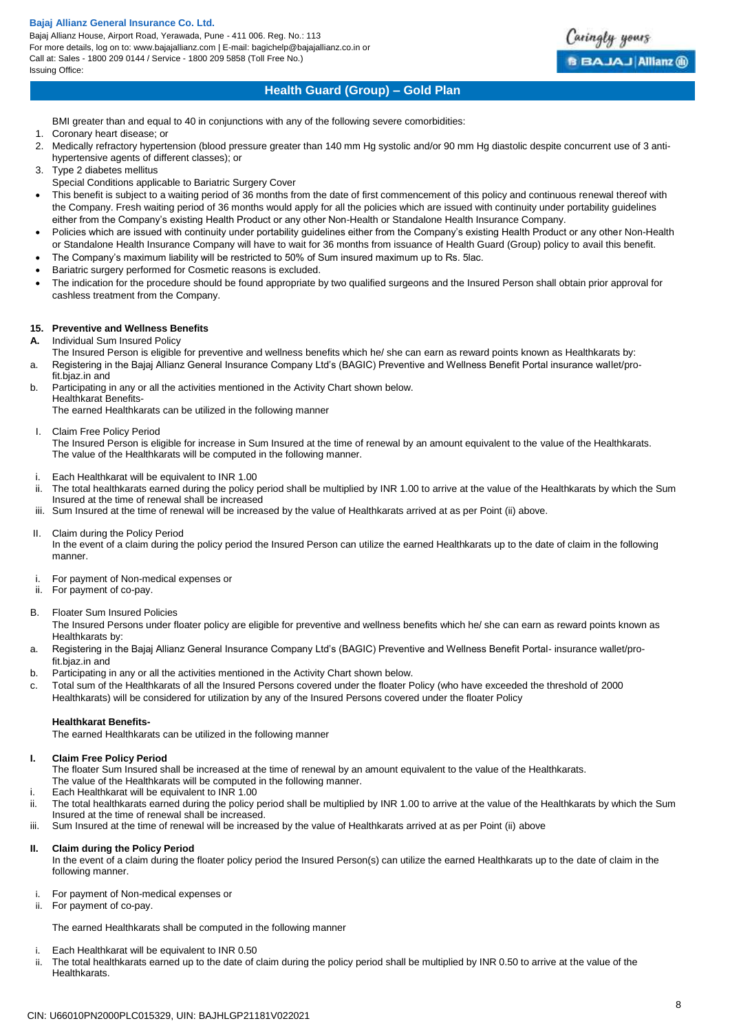BMI greater than and equal to 40 in conjunctions with any of the following severe comorbidities:

1. Coronary heart disease; or
2. Medically refractory hypertension (blood pressure greater than 140 mm Hg systolic and/or 90 mm Hg diastolic despite concurrent use of 3 anti-hypertensive agents of different classes); or
3. Type 2 diabetes mellitus

Special Conditions applicable to Bariatric Surgery Cover

- This benefit is subject to a waiting period of 36 months from the date of first commencement of this policy and continuous renewal thereof with the Company. Fresh waiting period of 36 months would apply for all the policies which are issued with continuity under portability guidelines either from the Company's existing Health Product or any other Non-Health or Standalone Health Insurance Company.
- Policies which are issued with continuity under portability guidelines either from the Company's existing Health Product or any other Non-Health or Standalone Health Insurance Company will have to wait for 36 months from issuance of Health Guard (Group) policy to avail this benefit.
- The Company's maximum liability will be restricted to 50% of Sum insured maximum up to Rs. 5lac.
- Bariatric surgery performed for Cosmetic reasons is excluded.
- The indication for the procedure should be found appropriate by two qualified surgeons and the Insured Person shall obtain prior approval for cashless treatment from the Company.

**15. Preventive and Wellness Benefits**

**A.** Individual Sum Insured Policy

The Insured Person is eligible for preventive and wellness benefits which he/ she can earn as reward points known as Healthkarats by:

a. Registering in the Bajaj Allianz General Insurance Company Ltd's (BAGIC) Preventive and Wellness Benefit Portal insurance wallet/pro-fit.bjaz.in and
b. Participating in any or all the activities mentioned in the Activity Chart shown below.

Healthkarat Benefits-

The earned Healthkarats can be utilized in the following manner

I. Claim Free Policy Period

The Insured Person is eligible for increase in Sum Insured at the time of renewal by an amount equivalent to the value of the Healthkarats. The value of the Healthkarats will be computed in the following manner.

i. Each Healthkarat will be equivalent to INR 1.00
ii. The total healthkarats earned during the policy period shall be multiplied by INR 1.00 to arrive at the value of the Healthkarats by which the Sum Insured at the time of renewal shall be increased
iii. Sum Insured at the time of renewal will be increased by the value of Healthkarats arrived at as per Point (ii) above.

II. Claim during the Policy Period

In the event of a claim during the policy period the Insured Person can utilize the earned Healthkarats up to the date of claim in the following manner.

i. For payment of Non-medical expenses or
ii. For payment of co-pay.

B. Floater Sum Insured Policies

The Insured Persons under floater policy are eligible for preventive and wellness benefits which he/ she can earn as reward points known as Healthkarats by:

a. Registering in the Bajaj Allianz General Insurance Company Ltd's (BAGIC) Preventive and Wellness Benefit Portal- insurance wallet/pro-fit.bjaz.in and
b. Participating in any or all the activities mentioned in the Activity Chart shown below.
c. Total sum of the Healthkarats of all the Insured Persons covered under the floater Policy (who have exceeded the threshold of 2000 Healthkarats) will be considered for utilization by any of the Insured Persons covered under the floater Policy

**Healthkarat Benefits-**

The earned Healthkarats can be utilized in the following manner

**I. Claim Free Policy Period**

The floater Sum Insured shall be increased at the time of renewal by an amount equivalent to the value of the Healthkarats.
The value of the Healthkarats will be computed in the following manner.

i. Each Healthkarat will be equivalent to INR 1.00
ii. The total healthkarats earned during the policy period shall be multiplied by INR 1.00 to arrive at the value of the Healthkarats by which the Sum Insured at the time of renewal shall be increased.
iii. Sum Insured at the time of renewal will be increased by the value of Healthkarats arrived at as per Point (ii) above

**II. Claim during the Policy Period**

In the event of a claim during the floater policy period the Insured Person(s) can utilize the earned Healthkarats up to the date of claim in the following manner.

i. For payment of Non-medical expenses or
ii. For payment of co-pay.

The earned Healthkarats shall be computed in the following manner

i. Each Healthkarat will be equivalent to INR 0.50
ii. The total healthkarats earned up to the date of claim during the policy period shall be multiplied by INR 0.50 to arrive at the value of the Healthkarats.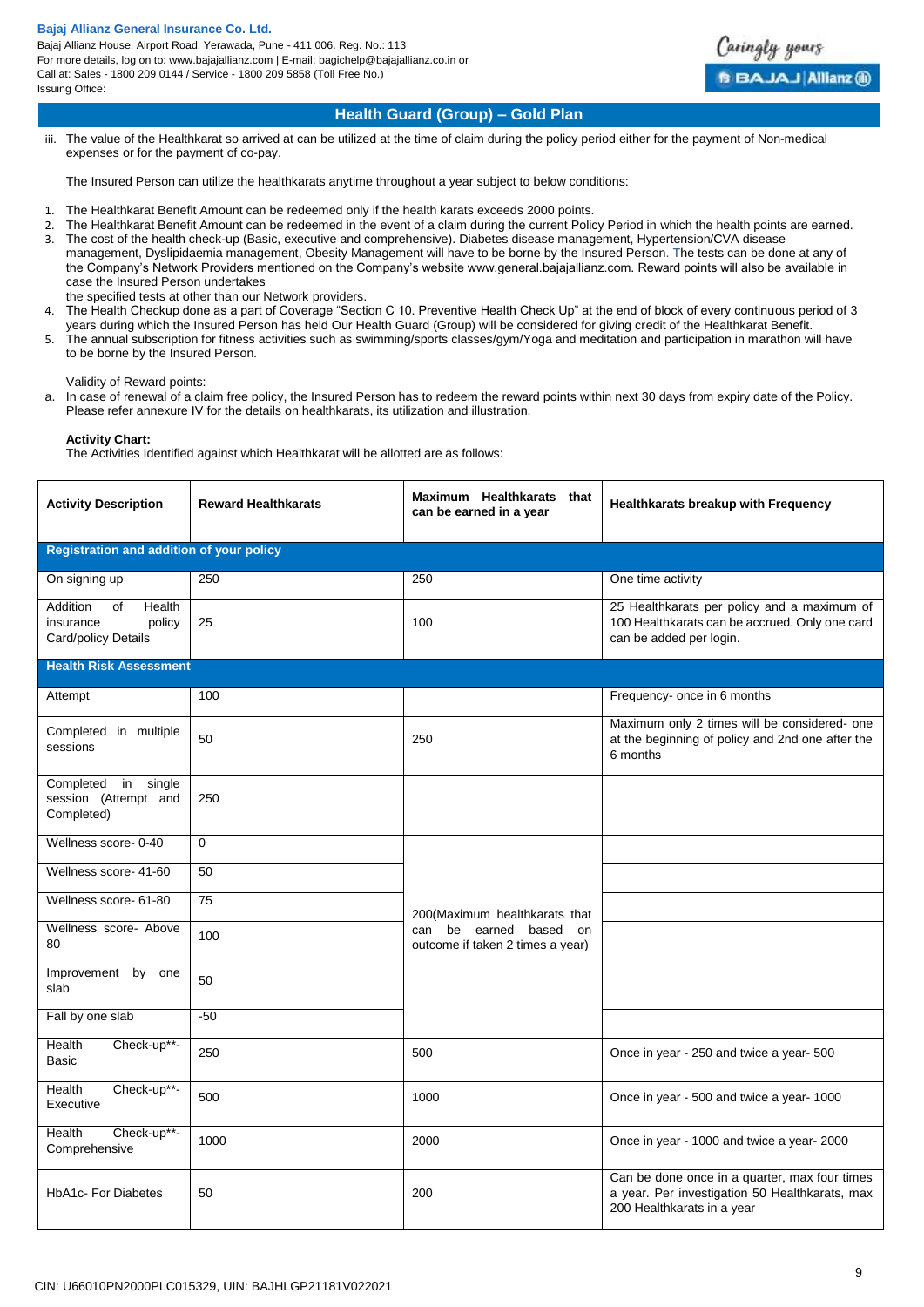iii. The value of the Healthkarat so arrived at can be utilized at the time of claim during the policy period either for the payment of Non-medical expenses or for the payment of co-pay.

The Insured Person can utilize the healthkarats anytime throughout a year subject to below conditions:

1. The Healthkarat Benefit Amount can be redeemed only if the health karats exceeds 2000 points.
2. The Healthkarat Benefit Amount can be redeemed in the event of a claim during the current Policy Period in which the health points are earned.
3. The cost of the health check-up (Basic, executive and comprehensive). Diabetes disease management, Hypertension/CVA disease management, Dyslipidaemia management, Obesity Management will have to be borne by the Insured Person. The tests can be done at any of the Company's Network Providers mentioned on the Company's website www.general.bajajallianz.com. Reward points will also be available in case the Insured Person undertakes the specified tests at other than our Network providers.
4. The Health Checkup done as a part of Coverage "Section C 10. Preventive Health Check Up" at the end of block of every continuous period of 3 years during which the Insured Person has held Our Health Guard (Group) will be considered for giving credit of the Healthkarat Benefit.
5. The annual subscription for fitness activities such as swimming/sports classes/gym/Yoga and meditation and participation in marathon will have to be borne by the Insured Person.

Validity of Reward points:

a. In case of renewal of a claim free policy, the Insured Person has to redeem the reward points within next 30 days from expiry date of the Policy. Please refer annexure IV for the details on healthkarats, its utilization and illustration.

**Activity Chart:**
The Activities Identified against which Healthkarat will be allotted are as follows:

| Activity Description | Reward Healthkarats | Maximum Healthkarats that can be earned in a year | Healthkarats breakup with Frequency |
|---|---|---|---|
| **Registration and addition of your policy** | | | |
| On signing up | 250 | 250 | One time activity |
| Addition of Health insurance policy Card/policy Details | 25 | 100 | 25 Healthkarats per policy and a maximum of 100 Healthkarats can be accrued. Only one card can be added per login. |
| **Health Risk Assessment** | | | |
| Attempt | 100 | | Frequency- once in 6 months |
| Completed in multiple sessions | 50 | 250 | Maximum only 2 times will be considered- one at the beginning of policy and 2nd one after the 6 months |
| Completed in single session (Attempt and Completed) | 250 | | |
| Wellness score- 0-40 | 0 | 200(Maximum healthkarats that can be earned based on outcome if taken 2 times a year) | |
| Wellness score- 41-60 | 50 | | |
| Wellness score- 61-80 | 75 | | |
| Wellness score- Above 80 | 100 | | |
| Improvement by one slab | 50 | | |
| Fall by one slab | -50 | | |
| Health Check-up**- Basic | 250 | 500 | Once in year - 250 and twice a year- 500 |
| Health Check-up**- Executive | 500 | 1000 | Once in year - 500 and twice a year- 1000 |
| Health Check-up**- Comprehensive | 1000 | 2000 | Once in year - 1000 and twice a year- 2000 |
| HbA1c- For Diabetes | 50 | 200 | Can be done once in a quarter, max four times a year. Per investigation 50 Healthkarats, max 200 Healthkarats in a year |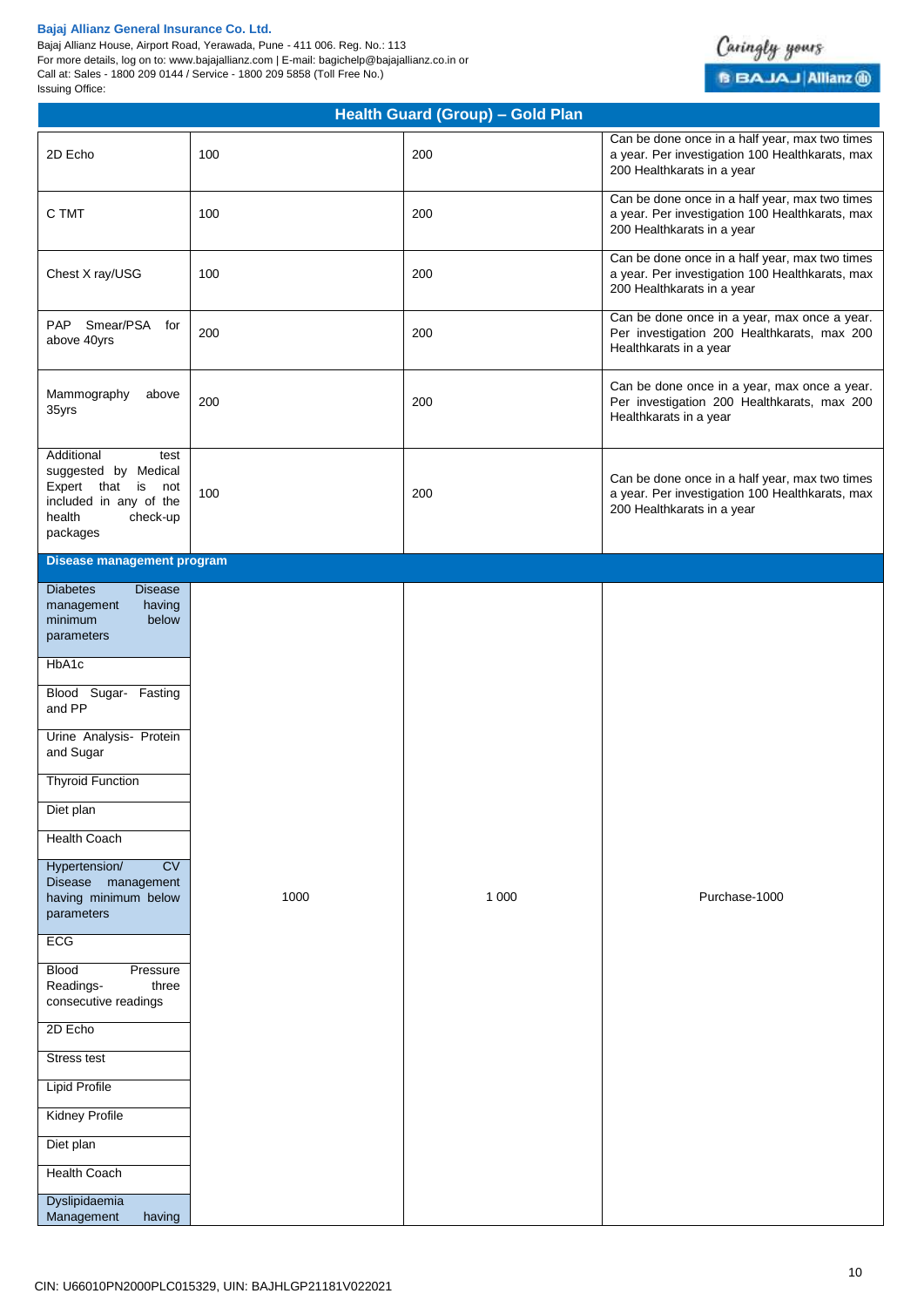## Health Guard (Group) – Gold Plan

| | | | |
|---|---|---|---|
| 2D Echo | 100 | 200 | Can be done once in a half year, max two times a year. Per investigation 100 Healthkarats, max 200 Healthkarats in a year |
| C TMT | 100 | 200 | Can be done once in a half year, max two times a year. Per investigation 100 Healthkarats, max 200 Healthkarats in a year |
| Chest X ray/USG | 100 | 200 | Can be done once in a half year, max two times a year. Per investigation 100 Healthkarats, max 200 Healthkarats in a year |
| PAP Smear/PSA for above 40yrs | 200 | 200 | Can be done once in a year, max once a year. Per investigation 200 Healthkarats, max 200 Healthkarats in a year |
| Mammography above 35yrs | 200 | 200 | Can be done once in a year, max once a year. Per investigation 200 Healthkarats, max 200 Healthkarats in a year |
| Additional test suggested by Medical Expert that is not included in any of the health check-up packages | 100 | 200 | Can be done once in a half year, max two times a year. Per investigation 100 Healthkarats, max 200 Healthkarats in a year |
| **Disease management program** | | | |
| Diabetes Disease management having minimum below parameters | 1000 | 1 000 | Purchase-1000 |
| HbA1c | | | |
| Blood Sugar- Fasting and PP | | | |
| Urine Analysis- Protein and Sugar | | | |
| Thyroid Function | | | |
| Diet plan | | | |
| Health Coach | | | |
| Hypertension/ CV Disease management having minimum below parameters | | | |
| ECG | | | |
| Blood Pressure Readings- three consecutive readings | | | |
| 2D Echo | | | |
| Stress test | | | |
| Lipid Profile | | | |
| Kidney Profile | | | |
| Diet plan | | | |
| Health Coach | | | |
| Dyslipidaemia Management having | | | |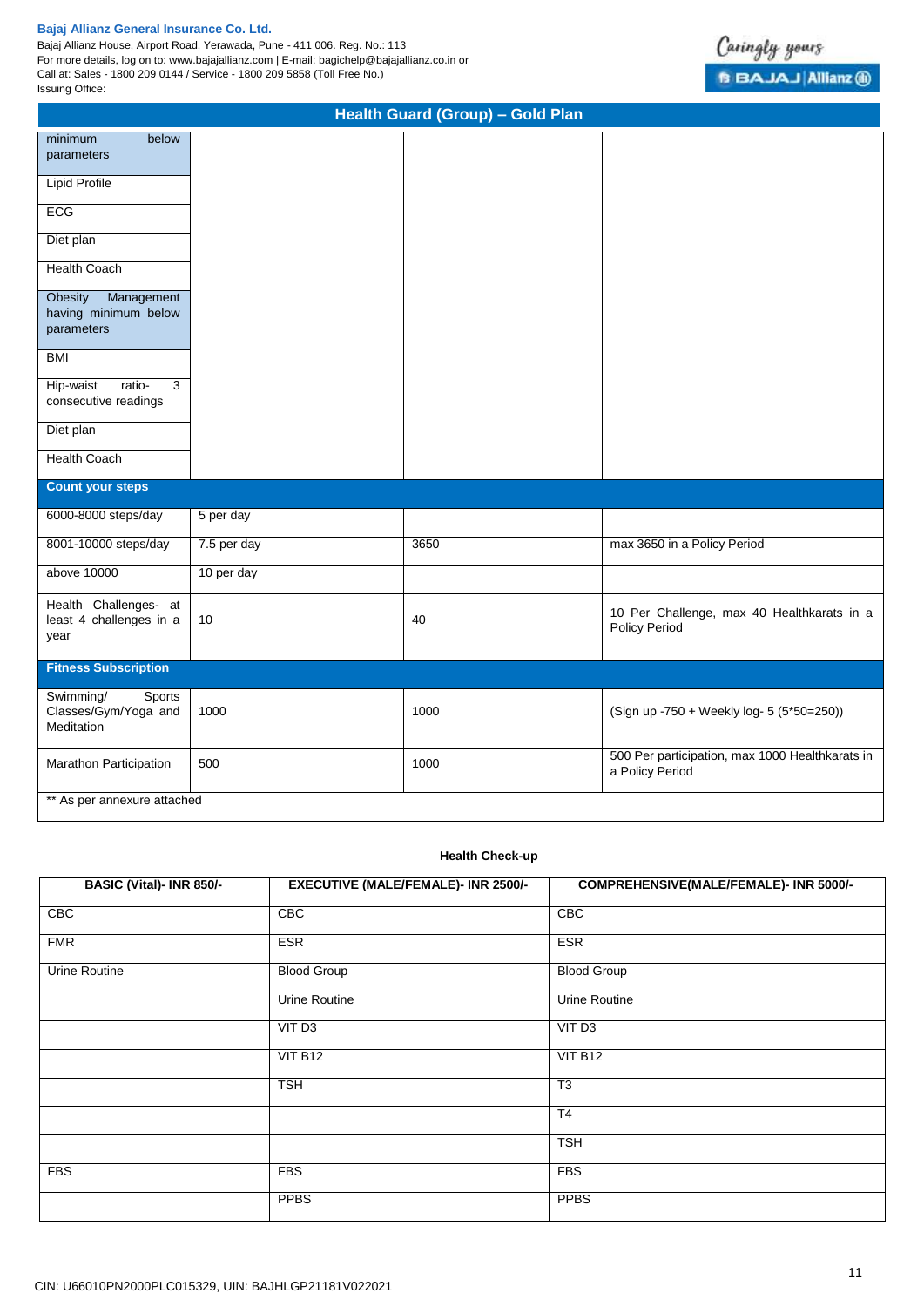## Health Guard (Group) – Gold Plan

| | | | |
|---|---|---|---|
| minimum below parameters | | | |
| Lipid Profile | | | |
| ECG | | | |
| Diet plan | | | |
| Health Coach | | | |
| Obesity Management having minimum below parameters | | | |
| BMI | | | |
| Hip-waist ratio- 3 consecutive readings | | | |
| Diet plan | | | |
| Health Coach | | | |
| **Count your steps** | | | |
| 6000-8000 steps/day | 5 per day | | |
| 8001-10000 steps/day | 7.5 per day | 3650 | max 3650 in a Policy Period |
| above 10000 | 10 per day | | |
| Health Challenges- at least 4 challenges in a year | 10 | 40 | 10 Per Challenge, max 40 Healthkarats in a Policy Period |
| **Fitness Subscription** | | | |
| Swimming/ Sports Classes/Gym/Yoga and Meditation | 1000 | 1000 | (Sign up -750 + Weekly log- 5 (5*50=250)) |
| Marathon Participation | 500 | 1000 | 500 Per participation, max 1000 Healthkarats in a Policy Period |
| ** As per annexure attached | | | |

**Health Check-up**

| BASIC (Vital)- INR 850/- | EXECUTIVE (MALE/FEMALE)- INR 2500/- | COMPREHENSIVE(MALE/FEMALE)- INR 5000/- |
|---|---|---|
| CBC | CBC | CBC |
| FMR | ESR | ESR |
| Urine Routine | Blood Group | Blood Group |
| | Urine Routine | Urine Routine |
| | VIT D3 | VIT D3 |
| | VIT B12 | VIT B12 |
| | TSH | T3 |
| | | T4 |
| | | TSH |
| FBS | FBS | FBS |
| | PPBS | PPBS |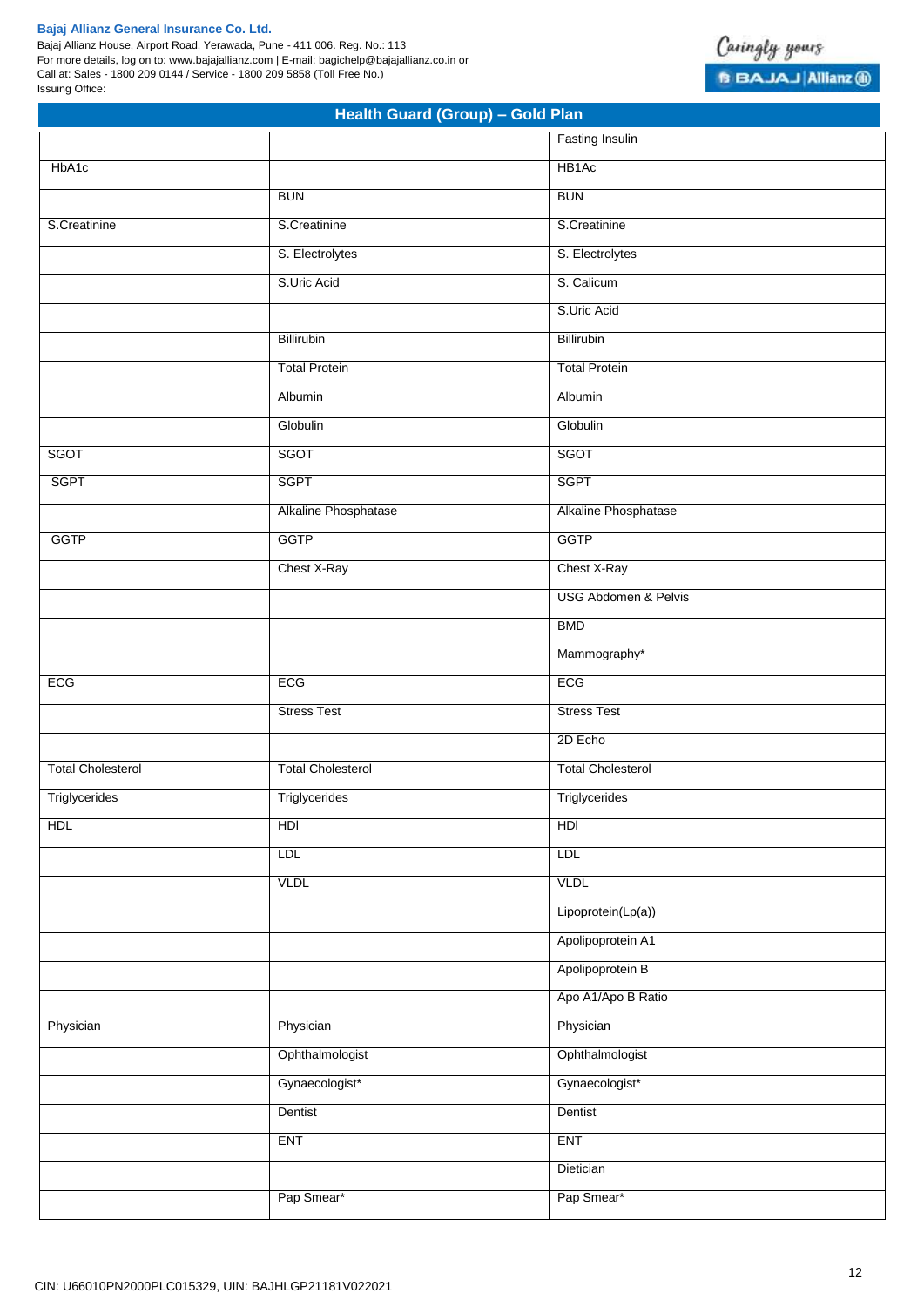## Health Guard (Group) – Gold Plan

| | | |
|---|---|---|
| | | Fasting Insulin |
| HbA1c | | HB1Ac |
| | BUN | BUN |
| S.Creatinine | S.Creatinine | S.Creatinine |
| | S. Electrolytes | S. Electrolytes |
| | S.Uric Acid | S. Calicum |
| | | S.Uric Acid |
| | Billirubin | Billirubin |
| | Total Protein | Total Protein |
| | Albumin | Albumin |
| | Globulin | Globulin |
| SGOT | SGOT | SGOT |
| SGPT | SGPT | SGPT |
| | Alkaline Phosphatase | Alkaline Phosphatase |
| GGTP | GGTP | GGTP |
| | Chest X-Ray | Chest X-Ray |
| | | USG Abdomen & Pelvis |
| | | BMD |
| | | Mammography* |
| ECG | ECG | ECG |
| | Stress Test | Stress Test |
| | | 2D Echo |
| Total Cholesterol | Total Cholesterol | Total Cholesterol |
| Triglycerides | Triglycerides | Triglycerides |
| HDL | HDl | HDl |
| | LDL | LDL |
| | VLDL | VLDL |
| | | Lipoprotein(Lp(a)) |
| | | Apolipoprotein A1 |
| | | Apolipoprotein B |
| | | Apo A1/Apo B Ratio |
| Physician | Physician | Physician |
| | Ophthalmologist | Ophthalmologist |
| | Gynaecologist* | Gynaecologist* |
| | Dentist | Dentist |
| | ENT | ENT |
| | | Dietician |
| | Pap Smear* | Pap Smear* |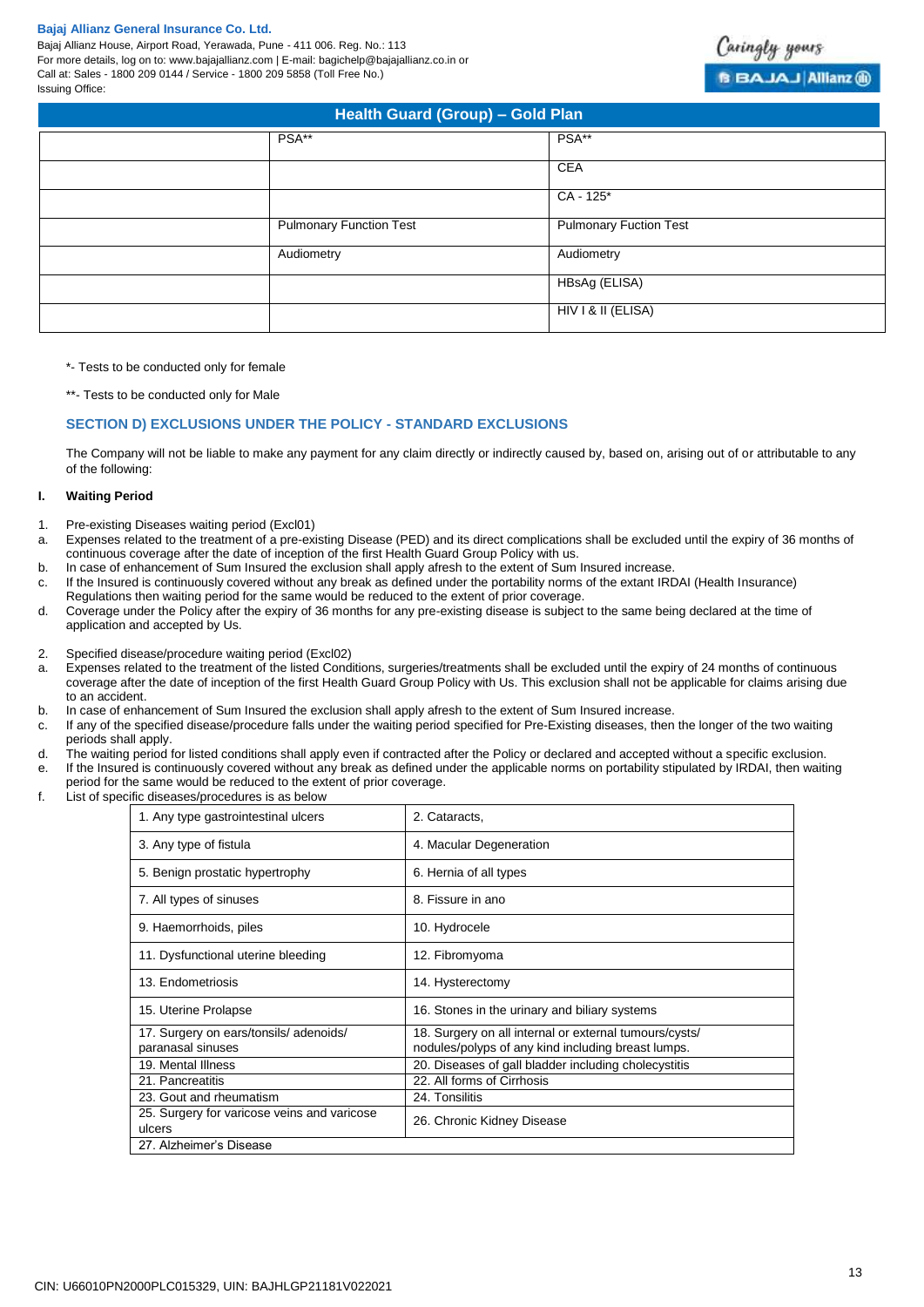| | | |
|---|---|---|
| | PSA** | PSA** |
| | | CEA |
| | | CA - 125* |
| | Pulmonary Function Test | Pulmonary Fuction Test |
| | Audiometry | Audiometry |
| | | HBsAg (ELISA) |
| | | HIV I & II (ELISA) |

*- Tests to be conducted only for female

**- Tests to be conducted only for Male

### SECTION D) EXCLUSIONS UNDER THE POLICY - STANDARD EXCLUSIONS

The Company will not be liable to make any payment for any claim directly or indirectly caused by, based on, arising out of or attributable to any of the following:

**I. Waiting Period**

1. Pre-existing Diseases waiting period (Excl01)
   a. Expenses related to the treatment of a pre-existing Disease (PED) and its direct complications shall be excluded until the expiry of 36 months of continuous coverage after the date of inception of the first Health Guard Group Policy with us.
   b. In case of enhancement of Sum Insured the exclusion shall apply afresh to the extent of Sum Insured increase.
   c. If the Insured is continuously covered without any break as defined under the portability norms of the extant IRDAI (Health Insurance) Regulations then waiting period for the same would be reduced to the extent of prior coverage.
   d. Coverage under the Policy after the expiry of 36 months for any pre-existing disease is subject to the same being declared at the time of application and accepted by Us.

2. Specified disease/procedure waiting period (Excl02)
   a. Expenses related to the treatment of the listed Conditions, surgeries/treatments shall be excluded until the expiry of 24 months of continuous coverage after the date of inception of the first Health Guard Group Policy with Us. This exclusion shall not be applicable for claims arising due to an accident.
   b. In case of enhancement of Sum Insured the exclusion shall apply afresh to the extent of Sum Insured increase.
   c. If any of the specified disease/procedure falls under the waiting period specified for Pre-Existing diseases, then the longer of the two waiting periods shall apply.
   d. The waiting period for listed conditions shall apply even if contracted after the Policy or declared and accepted without a specific exclusion.
   e. If the Insured is continuously covered without any break as defined under the applicable norms on portability stipulated by IRDAI, then waiting period for the same would be reduced to the extent of prior coverage.
   f. List of specific diseases/procedures is as below

| | |
|---|---|
| 1. Any type gastrointestinal ulcers | 2. Cataracts, |
| 3. Any type of fistula | 4. Macular Degeneration |
| 5. Benign prostatic hypertrophy | 6. Hernia of all types |
| 7. All types of sinuses | 8. Fissure in ano |
| 9. Haemorrhoids, piles | 10. Hydrocele |
| 11. Dysfunctional uterine bleeding | 12. Fibromyoma |
| 13. Endometriosis | 14. Hysterectomy |
| 15. Uterine Prolapse | 16. Stones in the urinary and biliary systems |
| 17. Surgery on ears/tonsils/ adenoids/ paranasal sinuses | 18. Surgery on all internal or external tumours/cysts/ nodules/polyps of any kind including breast lumps. |
| 19. Mental Illness | 20. Diseases of gall bladder including cholecystitis |
| 21. Pancreatitis | 22. All forms of Cirrhosis |
| 23. Gout and rheumatism | 24. Tonsilitis |
| 25. Surgery for varicose veins and varicose ulcers | 26. Chronic Kidney Disease |
| 27. Alzheimer's Disease | |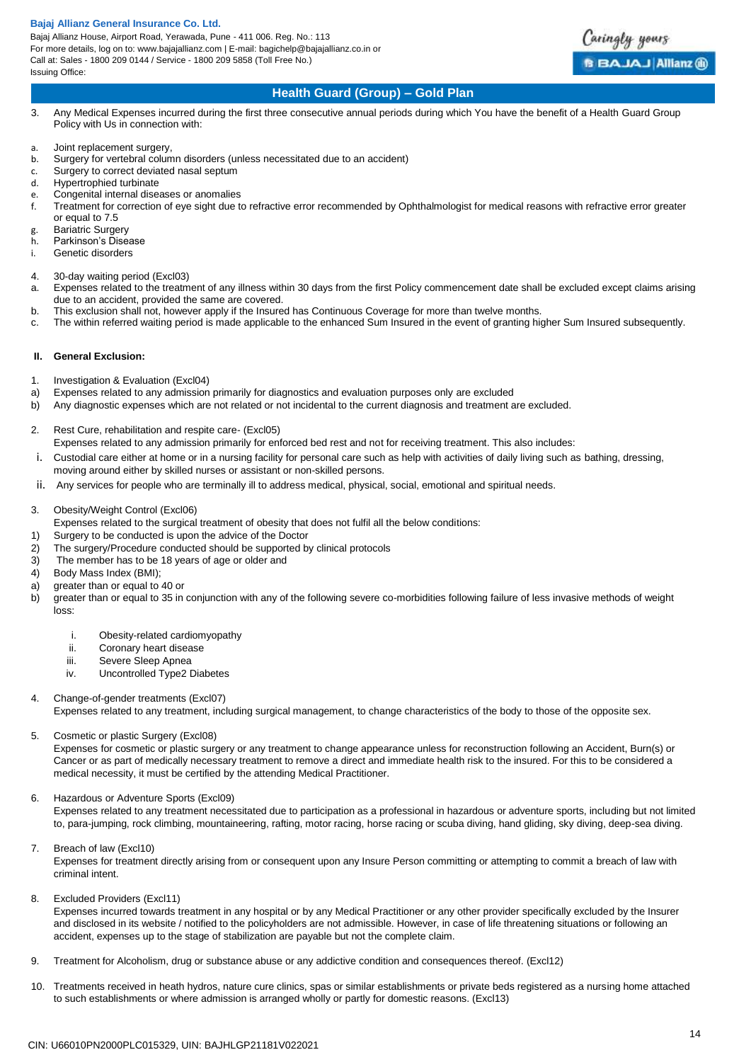3. Any Medical Expenses incurred during the first three consecutive annual periods during which You have the benefit of a Health Guard Group Policy with Us in connection with:

a. Joint replacement surgery,
b. Surgery for vertebral column disorders (unless necessitated due to an accident)
c. Surgery to correct deviated nasal septum
d. Hypertrophied turbinate
e. Congenital internal diseases or anomalies
f. Treatment for correction of eye sight due to refractive error recommended by Ophthalmologist for medical reasons with refractive error greater or equal to 7.5
g. Bariatric Surgery
h. Parkinson's Disease
i. Genetic disorders

4. 30-day waiting period (Excl03)
a. Expenses related to the treatment of any illness within 30 days from the first Policy commencement date shall be excluded except claims arising due to an accident, provided the same are covered.
b. This exclusion shall not, however apply if the Insured has Continuous Coverage for more than twelve months.
c. The within referred waiting period is made applicable to the enhanced Sum Insured in the event of granting higher Sum Insured subsequently.

**II. General Exclusion:**

1. Investigation & Evaluation (Excl04)
a) Expenses related to any admission primarily for diagnostics and evaluation purposes only are excluded
b) Any diagnostic expenses which are not related or not incidental to the current diagnosis and treatment are excluded.

2. Rest Cure, rehabilitation and respite care- (Excl05)
Expenses related to any admission primarily for enforced bed rest and not for receiving treatment. This also includes:
i. Custodial care either at home or in a nursing facility for personal care such as help with activities of daily living such as bathing, dressing, moving around either by skilled nurses or assistant or non-skilled persons.
ii. Any services for people who are terminally ill to address medical, physical, social, emotional and spiritual needs.

3. Obesity/Weight Control (Excl06)
Expenses related to the surgical treatment of obesity that does not fulfil all the below conditions:
1) Surgery to be conducted is upon the advice of the Doctor
2) The surgery/Procedure conducted should be supported by clinical protocols
3) The member has to be 18 years of age or older and
4) Body Mass Index (BMI);
a) greater than or equal to 40 or
b) greater than or equal to 35 in conjunction with any of the following severe co-morbidities following failure of less invasive methods of weight loss:
   i. Obesity-related cardiomyopathy
   ii. Coronary heart disease
   iii. Severe Sleep Apnea
   iv. Uncontrolled Type2 Diabetes

4. Change-of-gender treatments (Excl07)
Expenses related to any treatment, including surgical management, to change characteristics of the body to those of the opposite sex.

5. Cosmetic or plastic Surgery (Excl08)
Expenses for cosmetic or plastic surgery or any treatment to change appearance unless for reconstruction following an Accident, Burn(s) or Cancer or as part of medically necessary treatment to remove a direct and immediate health risk to the insured. For this to be considered a medical necessity, it must be certified by the attending Medical Practitioner.

6. Hazardous or Adventure Sports (Excl09)
Expenses related to any treatment necessitated due to participation as a professional in hazardous or adventure sports, including but not limited to, para-jumping, rock climbing, mountaineering, rafting, motor racing, horse racing or scuba diving, hand gliding, sky diving, deep-sea diving.

7. Breach of law (Excl10)
Expenses for treatment directly arising from or consequent upon any Insure Person committing or attempting to commit a breach of law with criminal intent.

8. Excluded Providers (Excl11)
Expenses incurred towards treatment in any hospital or by any Medical Practitioner or any other provider specifically excluded by the Insurer and disclosed in its website / notified to the policyholders are not admissible. However, in case of life threatening situations or following an accident, expenses up to the stage of stabilization are payable but not the complete claim.

9. Treatment for Alcoholism, drug or substance abuse or any addictive condition and consequences thereof. (Excl12)

10. Treatments received in heath hydros, nature cure clinics, spas or similar establishments or private beds registered as a nursing home attached to such establishments or where admission is arranged wholly or partly for domestic reasons. (Excl13)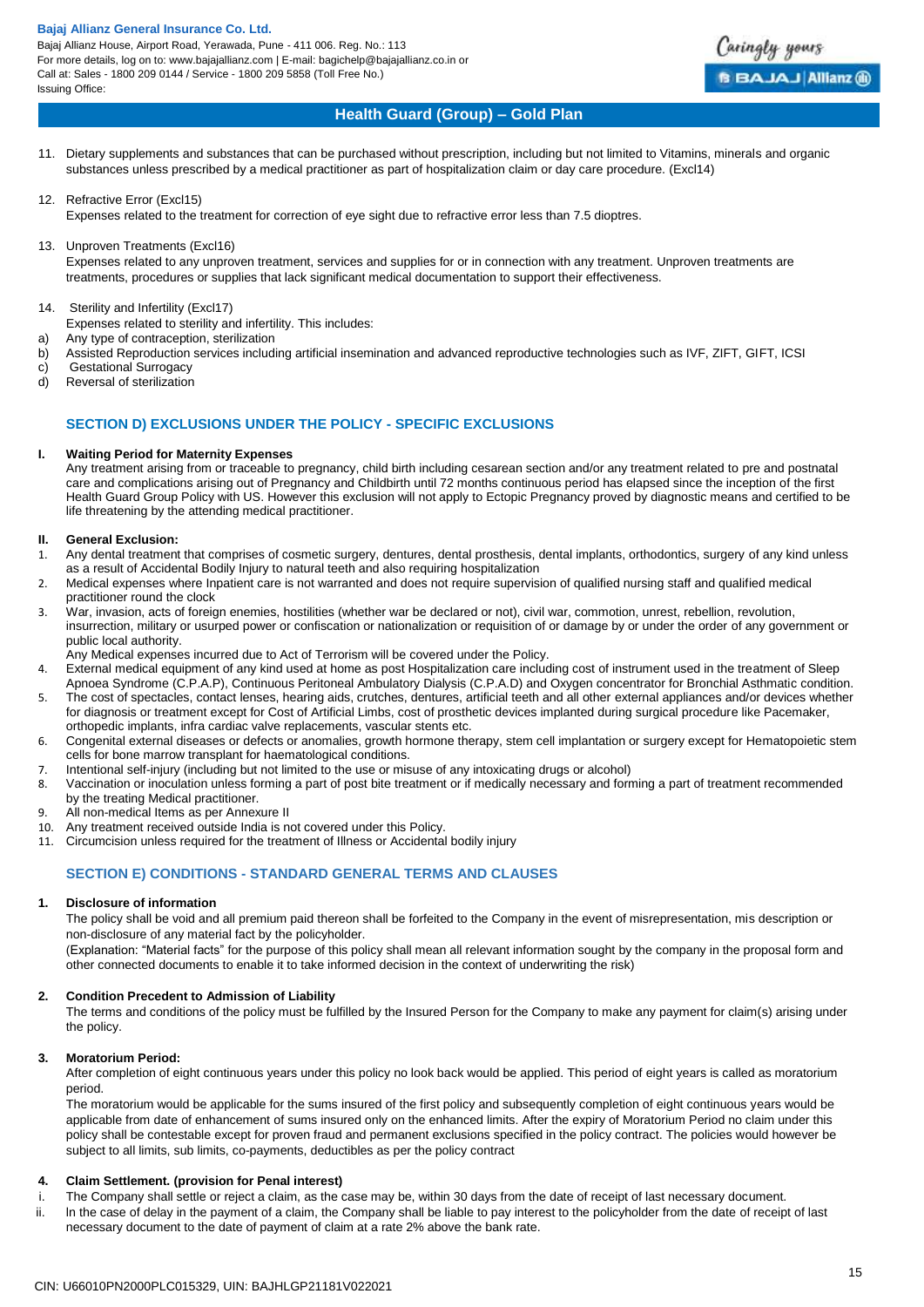11. Dietary supplements and substances that can be purchased without prescription, including but not limited to Vitamins, minerals and organic substances unless prescribed by a medical practitioner as part of hospitalization claim or day care procedure. (Excl14)

12. Refractive Error (Excl15)
    Expenses related to the treatment for correction of eye sight due to refractive error less than 7.5 dioptres.

13. Unproven Treatments (Excl16)
    Expenses related to any unproven treatment, services and supplies for or in connection with any treatment. Unproven treatments are treatments, procedures or supplies that lack significant medical documentation to support their effectiveness.

14. Sterility and Infertility (Excl17)
    Expenses related to sterility and infertility. This includes:

a) Any type of contraception, sterilization
b) Assisted Reproduction services including artificial insemination and advanced reproductive technologies such as IVF, ZIFT, GIFT, ICSI
c) Gestational Surrogacy
d) Reversal of sterilization

## SECTION D) EXCLUSIONS UNDER THE POLICY - SPECIFIC EXCLUSIONS

**I. Waiting Period for Maternity Expenses**

Any treatment arising from or traceable to pregnancy, child birth including cesarean section and/or any treatment related to pre and postnatal care and complications arising out of Pregnancy and Childbirth until 72 months continuous period has elapsed since the inception of the first Health Guard Group Policy with US. However this exclusion will not apply to Ectopic Pregnancy proved by diagnostic means and certified to be life threatening by the attending medical practitioner.

**II. General Exclusion:**

1. Any dental treatment that comprises of cosmetic surgery, dentures, dental prosthesis, dental implants, orthodontics, surgery of any kind unless as a result of Accidental Bodily Injury to natural teeth and also requiring hospitalization
2. Medical expenses where Inpatient care is not warranted and does not require supervision of qualified nursing staff and qualified medical practitioner round the clock
3. War, invasion, acts of foreign enemies, hostilities (whether war be declared or not), civil war, commotion, unrest, rebellion, revolution, insurrection, military or usurped power or confiscation or nationalization or requisition of or damage by or under the order of any government or public local authority.
   Any Medical expenses incurred due to Act of Terrorism will be covered under the Policy.
4. External medical equipment of any kind used at home as post Hospitalization care including cost of instrument used in the treatment of Sleep Apnoea Syndrome (C.P.A.P), Continuous Peritoneal Ambulatory Dialysis (C.P.A.D) and Oxygen concentrator for Bronchial Asthmatic condition.
5. The cost of spectacles, contact lenses, hearing aids, crutches, dentures, artificial teeth and all other external appliances and/or devices whether for diagnosis or treatment except for Cost of Artificial Limbs, cost of prosthetic devices implanted during surgical procedure like Pacemaker, orthopedic implants, infra cardiac valve replacements, vascular stents etc.
6. Congenital external diseases or defects or anomalies, growth hormone therapy, stem cell implantation or surgery except for Hematopoietic stem cells for bone marrow transplant for haematological conditions.
7. Intentional self-injury (including but not limited to the use or misuse of any intoxicating drugs or alcohol)
8. Vaccination or inoculation unless forming a part of post bite treatment or if medically necessary and forming a part of treatment recommended by the treating Medical practitioner.
9. All non-medical Items as per Annexure II
10. Any treatment received outside India is not covered under this Policy.
11. Circumcision unless required for the treatment of Illness or Accidental bodily injury

## SECTION E) CONDITIONS - STANDARD GENERAL TERMS AND CLAUSES

**1. Disclosure of information**

The policy shall be void and all premium paid thereon shall be forfeited to the Company in the event of misrepresentation, mis description or non-disclosure of any material fact by the policyholder.
(Explanation: "Material facts" for the purpose of this policy shall mean all relevant information sought by the company in the proposal form and other connected documents to enable it to take informed decision in the context of underwriting the risk)

**2. Condition Precedent to Admission of Liability**

The terms and conditions of the policy must be fulfilled by the Insured Person for the Company to make any payment for claim(s) arising under the policy.

**3. Moratorium Period:**

After completion of eight continuous years under this policy no look back would be applied. This period of eight years is called as moratorium period.

The moratorium would be applicable for the sums insured of the first policy and subsequently completion of eight continuous years would be applicable from date of enhancement of sums insured only on the enhanced limits. After the expiry of Moratorium Period no claim under this policy shall be contestable except for proven fraud and permanent exclusions specified in the policy contract. The policies would however be subject to all limits, sub limits, co-payments, deductibles as per the policy contract

**4. Claim Settlement. (provision for Penal interest)**

i. The Company shall settle or reject a claim, as the case may be, within 30 days from the date of receipt of last necessary document.
ii. In the case of delay in the payment of a claim, the Company shall be liable to pay interest to the policyholder from the date of receipt of last necessary document to the date of payment of claim at a rate 2% above the bank rate.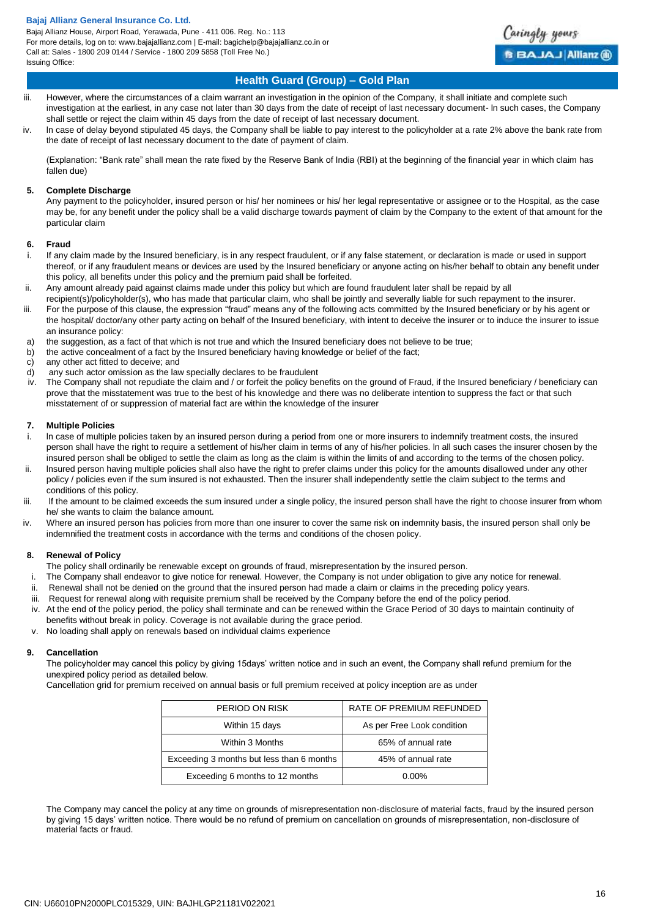## Health Guard (Group) – Gold Plan

iii. However, where the circumstances of a claim warrant an investigation in the opinion of the Company, it shall initiate and complete such investigation at the earliest, in any case not later than 30 days from the date of receipt of last necessary document- ln such cases, the Company shall settle or reject the claim within 45 days from the date of receipt of last necessary document.

iv. ln case of delay beyond stipulated 45 days, the Company shall be liable to pay interest to the policyholder at a rate 2% above the bank rate from the date of receipt of last necessary document to the date of payment of claim.

(Explanation: "Bank rate" shall mean the rate fixed by the Reserve Bank of India (RBI) at the beginning of the financial year in which claim has fallen due)

**5. Complete Discharge**

Any payment to the policyholder, insured person or his/ her nominees or his/ her legal representative or assignee or to the Hospital, as the case may be, for any benefit under the policy shall be a valid discharge towards payment of claim by the Company to the extent of that amount for the particular claim

**6. Fraud**

i. If any claim made by the Insured beneficiary, is in any respect fraudulent, or if any false statement, or declaration is made or used in support thereof, or if any fraudulent means or devices are used by the Insured beneficiary or anyone acting on his/her behalf to obtain any benefit under this policy, all benefits under this policy and the premium paid shall be forfeited.

ii. Any amount already paid against claims made under this policy but which are found fraudulent later shall be repaid by all recipient(s)/policyholder(s), who has made that particular claim, who shall be jointly and severally liable for such repayment to the insurer.

iii. For the purpose of this clause, the expression "fraud" means any of the following acts committed by the Insured beneficiary or by his agent or the hospital/ doctor/any other party acting on behalf of the Insured beneficiary, with intent to deceive the insurer or to induce the insurer to issue an insurance policy:

a) the suggestion, as a fact of that which is not true and which the Insured beneficiary does not believe to be true;
b) the active concealment of a fact by the Insured beneficiary having knowledge or belief of the fact;
c) any other act fitted to deceive; and
d) any such actor omission as the law specially declares to be fraudulent

iv. The Company shall not repudiate the claim and / or forfeit the policy benefits on the ground of Fraud, if the Insured beneficiary / beneficiary can prove that the misstatement was true to the best of his knowledge and there was no deliberate intention to suppress the fact or that such misstatement of or suppression of material fact are within the knowledge of the insurer

**7. Multiple Policies**

i. ln case of multiple policies taken by an insured person during a period from one or more insurers to indemnify treatment costs, the insured person shall have the right to require a settlement of his/her claim in terms of any of his/her policies. ln all such cases the insurer chosen by the insured person shall be obliged to settle the claim as long as the claim is within the limits of and according to the terms of the chosen policy.

ii. lnsured person having multiple policies shall also have the right to prefer claims under this policy for the amounts disallowed under any other policy / policies even if the sum insured is not exhausted. Then the insurer shall independently settle the claim subject to the terms and conditions of this policy.

iii. If the amount to be claimed exceeds the sum insured under a single policy, the insured person shall have the right to choose insurer from whom he/ she wants to claim the balance amount.

iv. Where an insured person has policies from more than one insurer to cover the same risk on indemnity basis, the insured person shall only be indemnified the treatment costs in accordance with the terms and conditions of the chosen policy.

**8. Renewal of Policy**

The policy shall ordinarily be renewable except on grounds of fraud, misrepresentation by the insured person.

i. The Company shall endeavor to give notice for renewal. However, the Company is not under obligation to give any notice for renewal.
ii. Renewal shall not be denied on the ground that the insured person had made a claim or claims in the preceding policy years.
iii. Request for renewal along with requisite premium shall be received by the Company before the end of the policy period.
iv. At the end of the policy period, the policy shall terminate and can be renewed within the Grace Period of 30 days to maintain continuity of benefits without break in policy. Coverage is not available during the grace period.
v. No loading shall apply on renewals based on individual claims experience

**9. Cancellation**

The policyholder may cancel this policy by giving 15days' written notice and in such an event, the Company shall refund premium for the unexpired policy period as detailed below.

Cancellation grid for premium received on annual basis or full premium received at policy inception are as under

| PERIOD ON RISK | RATE OF PREMIUM REFUNDED |
|---|---|
| Within 15 days | As per Free Look condition |
| Within 3 Months | 65% of annual rate |
| Exceeding 3 months but less than 6 months | 45% of annual rate |
| Exceeding 6 months to 12 months | 0.00% |

The Company may cancel the policy at any time on grounds of misrepresentation non-disclosure of material facts, fraud by the insured person by giving 15 days' written notice. There would be no refund of premium on cancellation on grounds of misrepresentation, non-disclosure of material facts or fraud.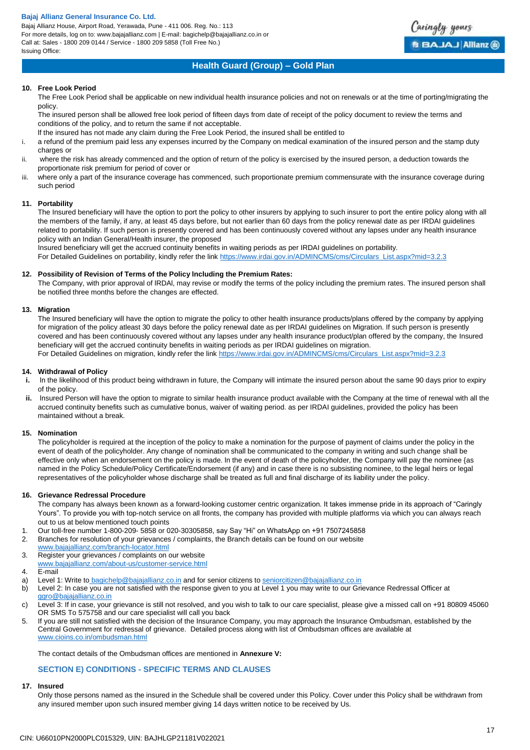### 10. Free Look Period

The Free Look Period shall be applicable on new individual health insurance policies and not on renewals or at the time of porting/migrating the policy.

The insured person shall be allowed free look period of fifteen days from date of receipt of the policy document to review the terms and conditions of the policy, and to return the same if not acceptable.

If the insured has not made any claim during the Free Look Period, the insured shall be entitled to

i. a refund of the premium paid less any expenses incurred by the Company on medical examination of the insured person and the stamp duty charges or

ii. where the risk has already commenced and the option of return of the policy is exercised by the insured person, a deduction towards the proportionate risk premium for period of cover or

iii. where only a part of the insurance coverage has commenced, such proportionate premium commensurate with the insurance coverage during such period

### 11. Portability

The Insured beneficiary will have the option to port the policy to other insurers by applying to such insurer to port the entire policy along with all the members of the family, if any, at least 45 days before, but not earlier than 60 days from the policy renewal date as per IRDAI guidelines related to portability. If such person is presently covered and has been continuously covered without any lapses under any health insurance policy with an Indian General/Health insurer, the proposed

Insured beneficiary will get the accrued continuity benefits in waiting periods as per IRDAI guidelines on portability.

For Detailed Guidelines on portability, kindly refer the link https://www.irdai.gov.in/ADMINCMS/cms/Circulars_List.aspx?mid=3.2.3

### 12. Possibility of Revision of Terms of the Policy Including the Premium Rates:

The Company, with prior approval of IRDAI, may revise or modify the terms of the policy including the premium rates. The insured person shall be notified three months before the changes are effected.

### 13. Migration

The Insured beneficiary will have the option to migrate the policy to other health insurance products/plans offered by the company by applying for migration of the policy atleast 30 days before the policy renewal date as per IRDAI guidelines on Migration. If such person is presently covered and has been continuously covered without any lapses under any health insurance product/plan offered by the company, the Insured beneficiary will get the accrued continuity benefits in waiting periods as per IRDAI guidelines on migration.

For Detailed Guidelines on migration, kindly refer the link https://www.irdai.gov.in/ADMINCMS/cms/Circulars_List.aspx?mid=3.2.3

### 14. Withdrawal of Policy

**i.** In the likelihood of this product being withdrawn in future, the Company will intimate the insured person about the same 90 days prior to expiry of the policy.

**ii.** Insured Person will have the option to migrate to similar health insurance product available with the Company at the time of renewal with all the accrued continuity benefits such as cumulative bonus, waiver of waiting period. as per IRDAI guidelines, provided the policy has been maintained without a break.

### 15. Nomination

The policyholder is required at the inception of the policy to make a nomination for the purpose of payment of claims under the policy in the event of death of the policyholder. Any change of nomination shall be communicated to the company in writing and such change shall be effective only when an endorsement on the policy is made. In the event of death of the policyholder, the Company will pay the nominee {as named in the Policy Schedule/Policy Certificate/Endorsement (if any) and in case there is no subsisting nominee, to the legal heirs or legal representatives of the policyholder whose discharge shall be treated as full and final discharge of its liability under the policy.

### 16. Grievance Redressal Procedure

The company has always been known as a forward-looking customer centric organization. It takes immense pride in its approach of "Caringly Yours". To provide you with top-notch service on all fronts, the company has provided with multiple platforms via which you can always reach out to us at below mentioned touch points

1. Our toll-free number 1-800-209- 5858 or 020-30305858, say Say "Hi" on WhatsApp on +91 7507245858
2. Branches for resolution of your grievances / complaints, the Branch details can be found on our website www.bajajallianz.com/branch-locator.html
3. Register your grievances / complaints on our website www.bajajallianz.com/about-us/customer-service.html
4. E-mail
   a) Level 1: Write to bagichelp@bajajallianz.co.in and for senior citizens to seniorcitizen@bajajallianz.co.in
   b) Level 2: In case you are not satisfied with the response given to you at Level 1 you may write to our Grievance Redressal Officer at ggro@bajajallianz.co.in
   c) Level 3: If in case, your grievance is still not resolved, and you wish to talk to our care specialist, please give a missed call on +91 80809 45060 OR SMS To 575758 and our care specialist will call you back
5. If you are still not satisfied with the decision of the Insurance Company, you may approach the Insurance Ombudsman, established by the Central Government for redressal of grievance. Detailed process along with list of Ombudsman offices are available at www.cioins.co.in/ombudsman.html

The contact details of the Ombudsman offices are mentioned in **Annexure V:**

## SECTION E) CONDITIONS - SPECIFIC TERMS AND CLAUSES

### 17. Insured

Only those persons named as the insured in the Schedule shall be covered under this Policy. Cover under this Policy shall be withdrawn from any insured member upon such insured member giving 14 days written notice to be received by Us.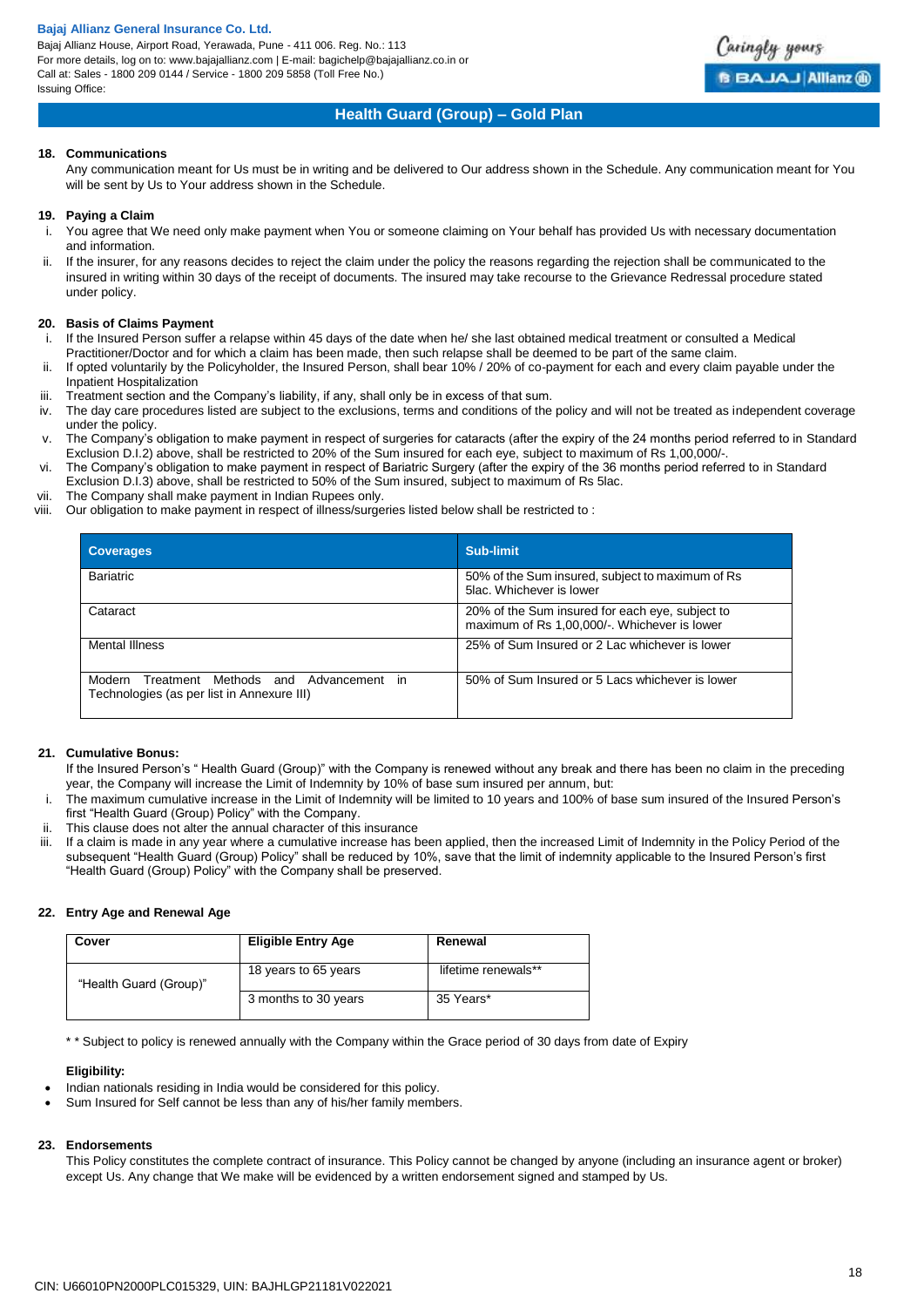### 18. Communications

Any communication meant for Us must be in writing and be delivered to Our address shown in the Schedule. Any communication meant for You will be sent by Us to Your address shown in the Schedule.

### 19. Paying a Claim

i. You agree that We need only make payment when You or someone claiming on Your behalf has provided Us with necessary documentation and information.
ii. If the insurer, for any reasons decides to reject the claim under the policy the reasons regarding the rejection shall be communicated to the insured in writing within 30 days of the receipt of documents. The insured may take recourse to the Grievance Redressal procedure stated under policy.

### 20. Basis of Claims Payment

i. If the Insured Person suffer a relapse within 45 days of the date when he/ she last obtained medical treatment or consulted a Medical Practitioner/Doctor and for which a claim has been made, then such relapse shall be deemed to be part of the same claim.
ii. If opted voluntarily by the Policyholder, the Insured Person, shall bear 10% / 20% of co-payment for each and every claim payable under the Inpatient Hospitalization
iii. Treatment section and the Company's liability, if any, shall only be in excess of that sum.
iv. The day care procedures listed are subject to the exclusions, terms and conditions of the policy and will not be treated as independent coverage under the policy.
v. The Company's obligation to make payment in respect of surgeries for cataracts (after the expiry of the 24 months period referred to in Standard Exclusion D.I.2) above, shall be restricted to 20% of the Sum insured for each eye, subject to maximum of Rs 1,00,000/-.
vi. The Company's obligation to make payment in respect of Bariatric Surgery (after the expiry of the 36 months period referred to in Standard Exclusion D.I.3) above, shall be restricted to 50% of the Sum insured, subject to maximum of Rs 5lac.
vii. The Company shall make payment in Indian Rupees only.
viii. Our obligation to make payment in respect of illness/surgeries listed below shall be restricted to :

| Coverages | Sub-limit |
|---|---|
| Bariatric | 50% of the Sum insured, subject to maximum of Rs 5lac. Whichever is lower |
| Cataract | 20% of the Sum insured for each eye, subject to maximum of Rs 1,00,000/-. Whichever is lower |
| Mental Illness | 25% of Sum Insured or 2 Lac whichever is lower |
| Modern Treatment Methods and Advancement in Technologies (as per list in Annexure III) | 50% of Sum Insured or 5 Lacs whichever is lower |

### 21. Cumulative Bonus:

If the Insured Person's " Health Guard (Group)" with the Company is renewed without any break and there has been no claim in the preceding year, the Company will increase the Limit of Indemnity by 10% of base sum insured per annum, but:

i. The maximum cumulative increase in the Limit of Indemnity will be limited to 10 years and 100% of base sum insured of the Insured Person's first "Health Guard (Group) Policy" with the Company.
ii. This clause does not alter the annual character of this insurance
iii. If a claim is made in any year where a cumulative increase has been applied, then the increased Limit of Indemnity in the Policy Period of the subsequent "Health Guard (Group) Policy" shall be reduced by 10%, save that the limit of indemnity applicable to the Insured Person's first "Health Guard (Group) Policy" with the Company shall be preserved.

### 22. Entry Age and Renewal Age

| Cover | Eligible Entry Age | Renewal |
|---|---|---|
| "Health Guard (Group)" | 18 years to 65 years | lifetime renewals** |
| | 3 months to 30 years | 35 Years* |

* * Subject to policy is renewed annually with the Company within the Grace period of 30 days from date of Expiry

**Eligibility:**

- Indian nationals residing in India would be considered for this policy.
- Sum Insured for Self cannot be less than any of his/her family members.

### 23. Endorsements

This Policy constitutes the complete contract of insurance. This Policy cannot be changed by anyone (including an insurance agent or broker) except Us. Any change that We make will be evidenced by a written endorsement signed and stamped by Us.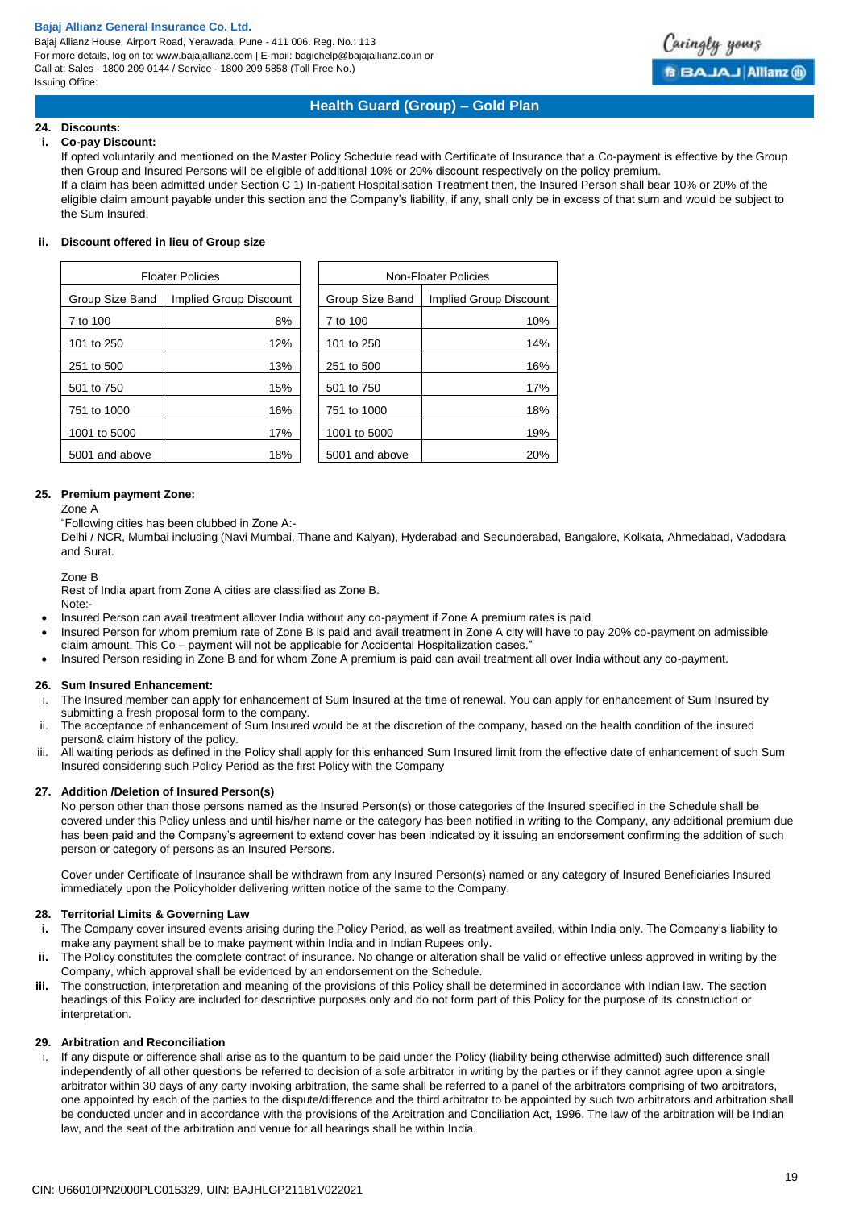## Health Guard (Group) – Gold Plan

**24. Discounts:**

**i. Co-pay Discount:**

If opted voluntarily and mentioned on the Master Policy Schedule read with Certificate of Insurance that a Co-payment is effective by the Group then Group and Insured Persons will be eligible of additional 10% or 20% discount respectively on the policy premium.

If a claim has been admitted under Section C 1) In-patient Hospitalisation Treatment then, the Insured Person shall bear 10% or 20% of the eligible claim amount payable under this section and the Company's liability, if any, shall only be in excess of that sum and would be subject to the Sum Insured.

**ii. Discount offered in lieu of Group size**

| Floater Policies | |
|---|---|
| Group Size Band | Implied Group Discount |
| 7 to 100 | 8% |
| 101 to 250 | 12% |
| 251 to 500 | 13% |
| 501 to 750 | 15% |
| 751 to 1000 | 16% |
| 1001 to 5000 | 17% |
| 5001 and above | 18% |

| Non-Floater Policies | |
|---|---|
| Group Size Band | Implied Group Discount |
| 7 to 100 | 10% |
| 101 to 250 | 14% |
| 251 to 500 | 16% |
| 501 to 750 | 17% |
| 751 to 1000 | 18% |
| 1001 to 5000 | 19% |
| 5001 and above | 20% |

**25. Premium payment Zone:**

Zone A

"Following cities has been clubbed in Zone A:-

Delhi / NCR, Mumbai including (Navi Mumbai, Thane and Kalyan), Hyderabad and Secunderabad, Bangalore, Kolkata, Ahmedabad, Vadodara and Surat.

Zone B

Rest of India apart from Zone A cities are classified as Zone B.

Note:-

- Insured Person can avail treatment allover India without any co-payment if Zone A premium rates is paid
- Insured Person for whom premium rate of Zone B is paid and avail treatment in Zone A city will have to pay 20% co-payment on admissible claim amount. This Co – payment will not be applicable for Accidental Hospitalization cases."
- Insured Person residing in Zone B and for whom Zone A premium is paid can avail treatment all over India without any co-payment.

**26. Sum Insured Enhancement:**

i. The Insured member can apply for enhancement of Sum Insured at the time of renewal. You can apply for enhancement of Sum Insured by submitting a fresh proposal form to the company.

ii. The acceptance of enhancement of Sum Insured would be at the discretion of the company, based on the health condition of the insured person& claim history of the policy.

iii. All waiting periods as defined in the Policy shall apply for this enhanced Sum Insured limit from the effective date of enhancement of such Sum Insured considering such Policy Period as the first Policy with the Company

**27. Addition /Deletion of Insured Person(s)**

No person other than those persons named as the Insured Person(s) or those categories of the Insured specified in the Schedule shall be covered under this Policy unless and until his/her name or the category has been notified in writing to the Company, any additional premium due has been paid and the Company's agreement to extend cover has been indicated by it issuing an endorsement confirming the addition of such person or category of persons as an Insured Persons.

Cover under Certificate of Insurance shall be withdrawn from any Insured Person(s) named or any category of Insured Beneficiaries Insured immediately upon the Policyholder delivering written notice of the same to the Company.

**28. Territorial Limits & Governing Law**

**i.** The Company cover insured events arising during the Policy Period, as well as treatment availed, within India only. The Company's liability to make any payment shall be to make payment within India and in Indian Rupees only.

**ii.** The Policy constitutes the complete contract of insurance. No change or alteration shall be valid or effective unless approved in writing by the Company, which approval shall be evidenced by an endorsement on the Schedule.

**iii.** The construction, interpretation and meaning of the provisions of this Policy shall be determined in accordance with Indian law. The section headings of this Policy are included for descriptive purposes only and do not form part of this Policy for the purpose of its construction or interpretation.

**29. Arbitration and Reconciliation**

i. If any dispute or difference shall arise as to the quantum to be paid under the Policy (liability being otherwise admitted) such difference shall independently of all other questions be referred to decision of a sole arbitrator in writing by the parties or if they cannot agree upon a single arbitrator within 30 days of any party invoking arbitration, the same shall be referred to a panel of the arbitrators comprising of two arbitrators, one appointed by each of the parties to the dispute/difference and the third arbitrator to be appointed by such two arbitrators and arbitration shall be conducted under and in accordance with the provisions of the Arbitration and Conciliation Act, 1996. The law of the arbitration will be Indian law, and the seat of the arbitration and venue for all hearings shall be within India.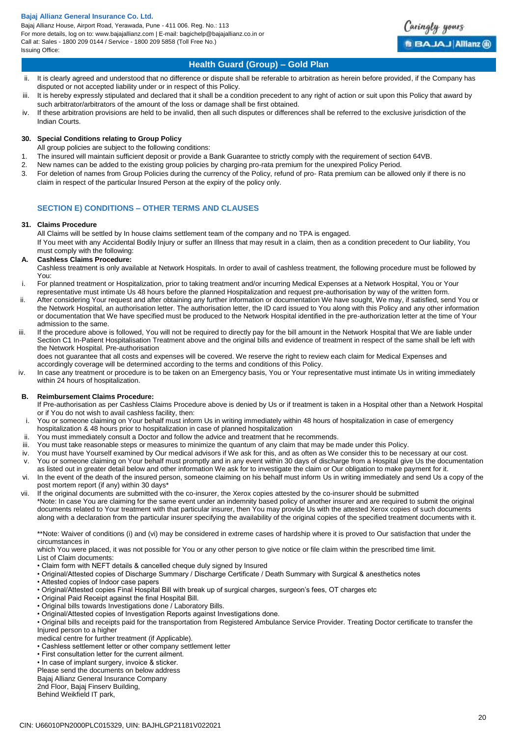ii. It is clearly agreed and understood that no difference or dispute shall be referable to arbitration as herein before provided, if the Company has disputed or not accepted liability under or in respect of this Policy.

iii. It is hereby expressly stipulated and declared that it shall be a condition precedent to any right of action or suit upon this Policy that award by such arbitrator/arbitrators of the amount of the loss or damage shall be first obtained.

iv. If these arbitration provisions are held to be invalid, then all such disputes or differences shall be referred to the exclusive jurisdiction of the Indian Courts.

**30. Special Conditions relating to Group Policy**

All group policies are subject to the following conditions:

1. The insured will maintain sufficient deposit or provide a Bank Guarantee to strictly comply with the requirement of section 64VB.
2. New names can be added to the existing group policies by charging pro-rata premium for the unexpired Policy Period.
3. For deletion of names from Group Policies during the currency of the Policy, refund of pro- Rata premium can be allowed only if there is no claim in respect of the particular Insured Person at the expiry of the policy only.

## SECTION E) CONDITIONS – OTHER TERMS AND CLAUSES

**31. Claims Procedure**

All Claims will be settled by In house claims settlement team of the company and no TPA is engaged.

If You meet with any Accidental Bodily Injury or suffer an Illness that may result in a claim, then as a condition precedent to Our liability, You must comply with the following:

**A. Cashless Claims Procedure:**

Cashless treatment is only available at Network Hospitals. In order to avail of cashless treatment, the following procedure must be followed by You:

i. For planned treatment or Hospitalization, prior to taking treatment and/or incurring Medical Expenses at a Network Hospital, You or Your representative must intimate Us 48 hours before the planned Hospitalization and request pre-authorisation by way of the written form.

ii. After considering Your request and after obtaining any further information or documentation We have sought, We may, if satisfied, send You or the Network Hospital, an authorisation letter. The authorisation letter, the ID card issued to You along with this Policy and any other information or documentation that We have specified must be produced to the Network Hospital identified in the pre-authorization letter at the time of Your admission to the same.

iii. If the procedure above is followed, You will not be required to directly pay for the bill amount in the Network Hospital that We are liable under Section C1 In-Patient Hospitalisation Treatment above and the original bills and evidence of treatment in respect of the same shall be left with the Network Hospital. Pre-authorisation
does not guarantee that all costs and expenses will be covered. We reserve the right to review each claim for Medical Expenses and accordingly coverage will be determined according to the terms and conditions of this Policy.

iv. In case any treatment or procedure is to be taken on an Emergency basis, You or Your representative must intimate Us in writing immediately within 24 hours of hospitalization.

**B. Reimbursement Claims Procedure:**

If Pre-authorisation as per Cashless Claims Procedure above is denied by Us or if treatment is taken in a Hospital other than a Network Hospital or if You do not wish to avail cashless facility, then:

i. You or someone claiming on Your behalf must inform Us in writing immediately within 48 hours of hospitalization in case of emergency hospitalization & 48 hours prior to hospitalization in case of planned hospitalization

ii. You must immediately consult a Doctor and follow the advice and treatment that he recommends.

iii. You must take reasonable steps or measures to minimize the quantum of any claim that may be made under this Policy.

iv. You must have Yourself examined by Our medical advisors if We ask for this, and as often as We consider this to be necessary at our cost.

v. You or someone claiming on Your behalf must promptly and in any event within 30 days of discharge from a Hospital give Us the documentation as listed out in greater detail below and other information We ask for to investigate the claim or Our obligation to make payment for it.

vi. In the event of the death of the insured person, someone claiming on his behalf must inform Us in writing immediately and send Us a copy of the post mortem report (if any) within 30 days*

vii. If the original documents are submitted with the co-insurer, the Xerox copies attested by the co-insurer should be submitted
*Note: In case You are claiming for the same event under an indemnity based policy of another insurer and are required to submit the original documents related to Your treatment with that particular insurer, then You may provide Us with the attested Xerox copies of such documents along with a declaration from the particular insurer specifying the availability of the original copies of the specified treatment documents with it.

**Note: Waiver of conditions (i) and (vi) may be considered in extreme cases of hardship where it is proved to Our satisfaction that under the circumstances in
which You were placed, it was not possible for You or any other person to give notice or file claim within the prescribed time limit.

List of Claim documents:

- Claim form with NEFT details & cancelled cheque duly signed by Insured
- Original/Attested copies of Discharge Summary / Discharge Certificate / Death Summary with Surgical & anesthetics notes
- Attested copies of Indoor case papers
- Original/Attested copies Final Hospital Bill with break up of surgical charges, surgeon's fees, OT charges etc
- Original Paid Receipt against the final Hospital Bill.
- Original bills towards Investigations done / Laboratory Bills.
- Original/Attested copies of Investigation Reports against Investigations done.
- Original bills and receipts paid for the transportation from Registered Ambulance Service Provider. Treating Doctor certificate to transfer the Injured person to a higher
medical centre for further treatment (if Applicable).
- Cashless settlement letter or other company settlement letter
- First consultation letter for the current ailment.
- In case of implant surgery, invoice & sticker.

Please send the documents on below address
Bajaj Allianz General Insurance Company
2nd Floor, Bajaj Finserv Building,
Behind Weikfield IT park,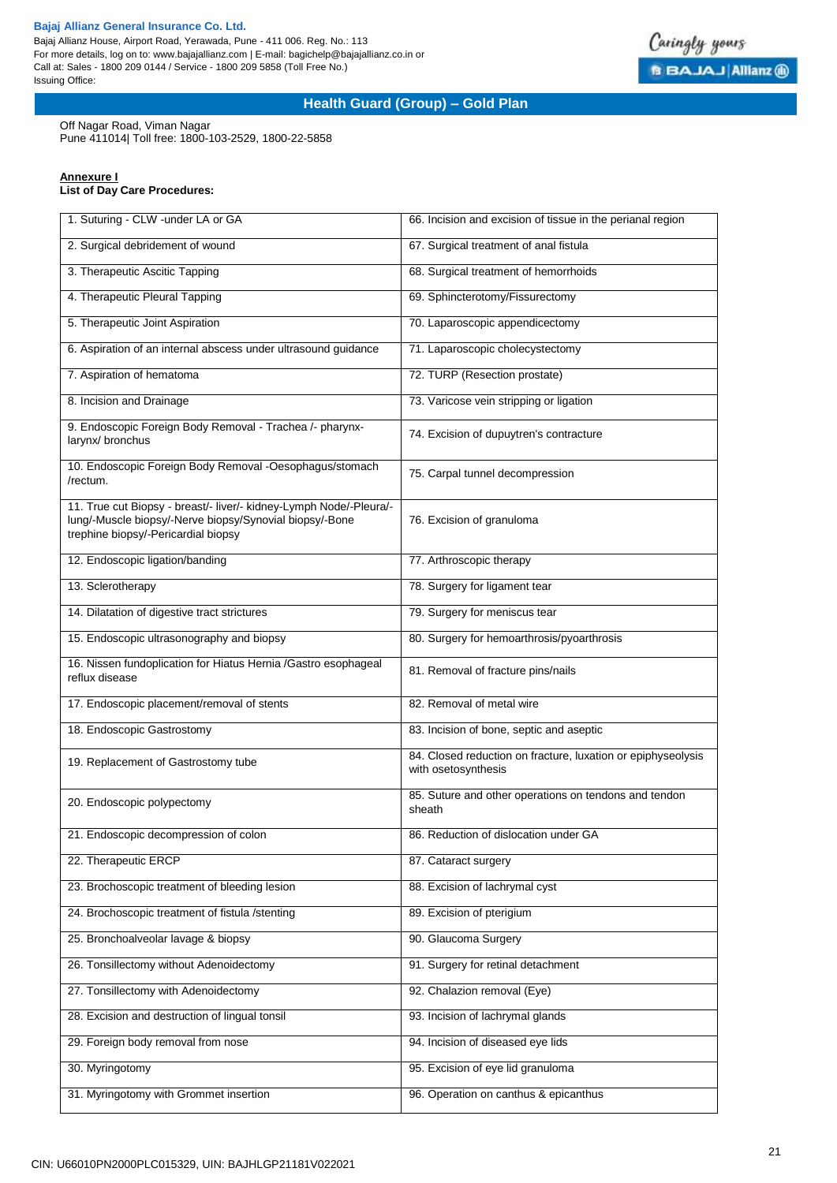Off Nagar Road, Viman Nagar
Pune 411014| Toll free: 1800-103-2529, 1800-22-5858

**Annexure I**

**List of Day Care Procedures:**

| | |
|---|---|
| 1. Suturing - CLW -under LA or GA | 66. Incision and excision of tissue in the perianal region |
| 2. Surgical debridement of wound | 67. Surgical treatment of anal fistula |
| 3. Therapeutic Ascitic Tapping | 68. Surgical treatment of hemorrhoids |
| 4. Therapeutic Pleural Tapping | 69. Sphincterotomy/Fissurectomy |
| 5. Therapeutic Joint Aspiration | 70. Laparoscopic appendicectomy |
| 6. Aspiration of an internal abscess under ultrasound guidance | 71. Laparoscopic cholecystectomy |
| 7. Aspiration of hematoma | 72. TURP (Resection prostate) |
| 8. Incision and Drainage | 73. Varicose vein stripping or ligation |
| 9. Endoscopic Foreign Body Removal - Trachea /- pharynx-larynx/ bronchus | 74. Excision of dupuytren's contracture |
| 10. Endoscopic Foreign Body Removal -Oesophagus/stomach /rectum. | 75. Carpal tunnel decompression |
| 11. True cut Biopsy - breast/- liver/- kidney-Lymph Node/-Pleura/-lung/-Muscle biopsy/-Nerve biopsy/Synovial biopsy/-Bone trephine biopsy/-Pericardial biopsy | 76. Excision of granuloma |
| 12. Endoscopic ligation/banding | 77. Arthroscopic therapy |
| 13. Sclerotherapy | 78. Surgery for ligament tear |
| 14. Dilatation of digestive tract strictures | 79. Surgery for meniscus tear |
| 15. Endoscopic ultrasonography and biopsy | 80. Surgery for hemoarthrosis/pyoarthrosis |
| 16. Nissen fundoplication for Hiatus Hernia /Gastro esophageal reflux disease | 81. Removal of fracture pins/nails |
| 17. Endoscopic placement/removal of stents | 82. Removal of metal wire |
| 18. Endoscopic Gastrostomy | 83. Incision of bone, septic and aseptic |
| 19. Replacement of Gastrostomy tube | 84. Closed reduction on fracture, luxation or epiphyseolysis with osetosynthesis |
| 20. Endoscopic polypectomy | 85. Suture and other operations on tendons and tendon sheath |
| 21. Endoscopic decompression of colon | 86. Reduction of dislocation under GA |
| 22. Therapeutic ERCP | 87. Cataract surgery |
| 23. Brochoscopic treatment of bleeding lesion | 88. Excision of lachrymal cyst |
| 24. Brochoscopic treatment of fistula /stenting | 89. Excision of pterigium |
| 25. Bronchoalveolar lavage & biopsy | 90. Glaucoma Surgery |
| 26. Tonsillectomy without Adenoidectomy | 91. Surgery for retinal detachment |
| 27. Tonsillectomy with Adenoidectomy | 92. Chalazion removal (Eye) |
| 28. Excision and destruction of lingual tonsil | 93. Incision of lachrymal glands |
| 29. Foreign body removal from nose | 94. Incision of diseased eye lids |
| 30. Myringotomy | 95. Excision of eye lid granuloma |
| 31. Myringotomy with Grommet insertion | 96. Operation on canthus & epicanthus |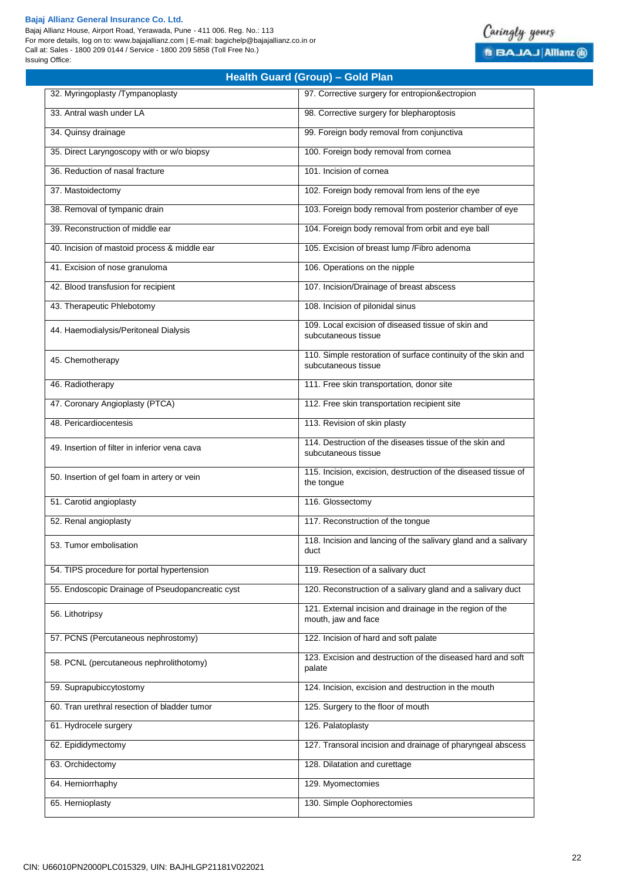## Health Guard (Group) – Gold Plan

| | |
|---|---|
| 32. Myringoplasty /Tympanoplasty | 97. Corrective surgery for entropion&ectropion |
| 33. Antral wash under LA | 98. Corrective surgery for blepharoptosis |
| 34. Quinsy drainage | 99. Foreign body removal from conjunctiva |
| 35. Direct Laryngoscopy with or w/o biopsy | 100. Foreign body removal from cornea |
| 36. Reduction of nasal fracture | 101. Incision of cornea |
| 37. Mastoidectomy | 102. Foreign body removal from lens of the eye |
| 38. Removal of tympanic drain | 103. Foreign body removal from posterior chamber of eye |
| 39. Reconstruction of middle ear | 104. Foreign body removal from orbit and eye ball |
| 40. Incision of mastoid process & middle ear | 105. Excision of breast lump /Fibro adenoma |
| 41. Excision of nose granuloma | 106. Operations on the nipple |
| 42. Blood transfusion for recipient | 107. Incision/Drainage of breast abscess |
| 43. Therapeutic Phlebotomy | 108. Incision of pilonidal sinus |
| 44. Haemodialysis/Peritoneal Dialysis | 109. Local excision of diseased tissue of skin and subcutaneous tissue |
| 45. Chemotherapy | 110. Simple restoration of surface continuity of the skin and subcutaneous tissue |
| 46. Radiotherapy | 111. Free skin transportation, donor site |
| 47. Coronary Angioplasty (PTCA) | 112. Free skin transportation recipient site |
| 48. Pericardiocentesis | 113. Revision of skin plasty |
| 49. Insertion of filter in inferior vena cava | 114. Destruction of the diseases tissue of the skin and subcutaneous tissue |
| 50. Insertion of gel foam in artery or vein | 115. Incision, excision, destruction of the diseased tissue of the tongue |
| 51. Carotid angioplasty | 116. Glossectomy |
| 52. Renal angioplasty | 117. Reconstruction of the tongue |
| 53. Tumor embolisation | 118. Incision and lancing of the salivary gland and a salivary duct |
| 54. TIPS procedure for portal hypertension | 119. Resection of a salivary duct |
| 55. Endoscopic Drainage of Pseudopancreatic cyst | 120. Reconstruction of a salivary gland and a salivary duct |
| 56. Lithotripsy | 121. External incision and drainage in the region of the mouth, jaw and face |
| 57. PCNS (Percutaneous nephrostomy) | 122. Incision of hard and soft palate |
| 58. PCNL (percutaneous nephrolithotomy) | 123. Excision and destruction of the diseased hard and soft palate |
| 59. Suprapubiccytostomy | 124. Incision, excision and destruction in the mouth |
| 60. Tran urethral resection of bladder tumor | 125. Surgery to the floor of mouth |
| 61. Hydrocele surgery | 126. Palatoplasty |
| 62. Epididymectomy | 127. Transoral incision and drainage of pharyngeal abscess |
| 63. Orchidectomy | 128. Dilatation and curettage |
| 64. Herniorrhaphy | 129. Myomectomies |
| 65. Hernioplasty | 130. Simple Oophorectomies |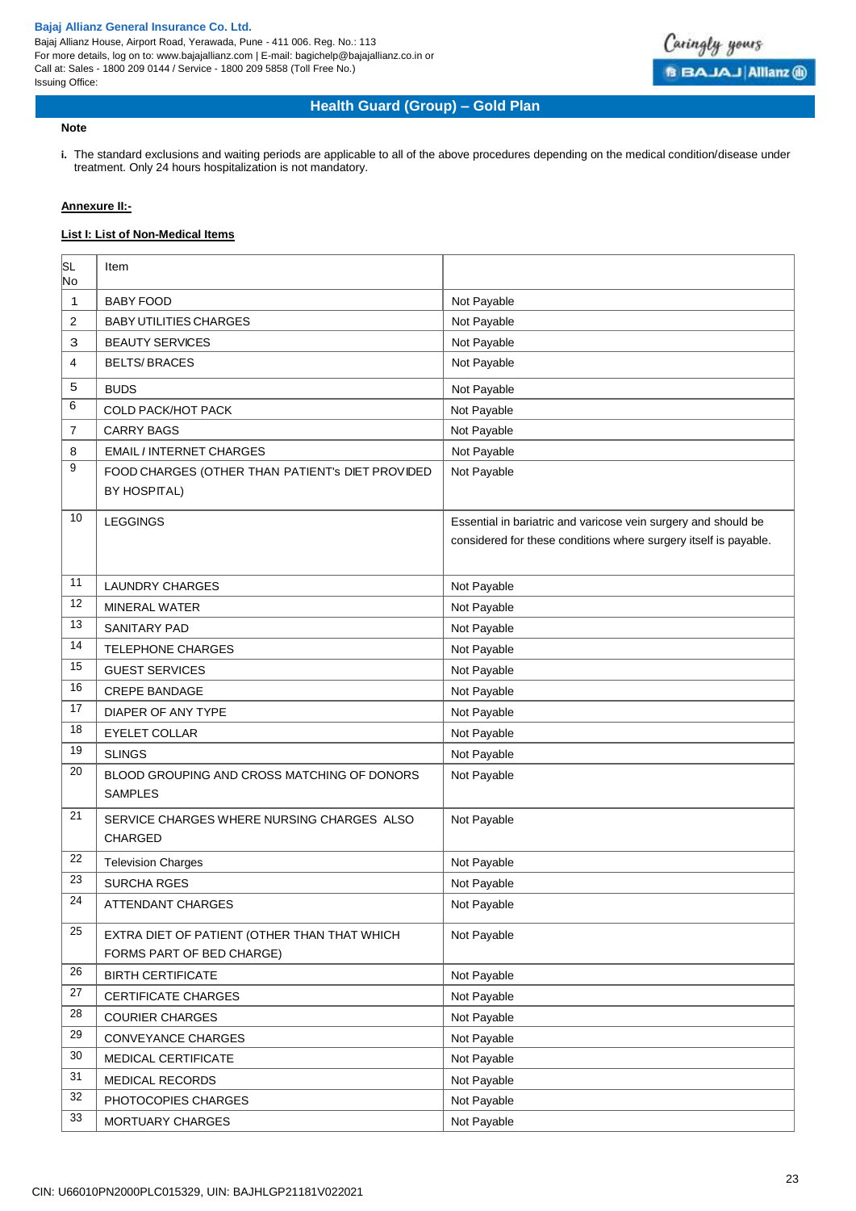**Note**

**i.** The standard exclusions and waiting periods are applicable to all of the above procedures depending on the medical condition/disease under treatment. Only 24 hours hospitalization is not mandatory.

**Annexure II:-**

**List I: List of Non-Medical Items**

| SL No | Item | |
|---|---|---|
| 1 | BABY FOOD | Not Payable |
| 2 | BABY UTILITIES CHARGES | Not Payable |
| 3 | BEAUTY SERVICES | Not Payable |
| 4 | BELTS/ BRACES | Not Payable |
| 5 | BUDS | Not Payable |
| 6 | COLD PACK/HOT PACK | Not Payable |
| 7 | CARRY BAGS | Not Payable |
| 8 | EMAIL / INTERNET CHARGES | Not Payable |
| 9 | FOOD CHARGES (OTHER THAN PATIENT's DIET PROVIDED BY HOSPITAL) | Not Payable |
| 10 | LEGGINGS | Essential in bariatric and varicose vein surgery and should be considered for these conditions where surgery itself is payable. |
| 11 | LAUNDRY CHARGES | Not Payable |
| 12 | MINERAL WATER | Not Payable |
| 13 | SANITARY PAD | Not Payable |
| 14 | TELEPHONE CHARGES | Not Payable |
| 15 | GUEST SERVICES | Not Payable |
| 16 | CREPE BANDAGE | Not Payable |
| 17 | DIAPER OF ANY TYPE | Not Payable |
| 18 | EYELET COLLAR | Not Payable |
| 19 | SLINGS | Not Payable |
| 20 | BLOOD GROUPING AND CROSS MATCHING OF DONORS SAMPLES | Not Payable |
| 21 | SERVICE CHARGES WHERE NURSING CHARGES ALSO CHARGED | Not Payable |
| 22 | Television Charges | Not Payable |
| 23 | SURCHA RGES | Not Payable |
| 24 | ATTENDANT CHARGES | Not Payable |
| 25 | EXTRA DIET OF PATIENT (OTHER THAN THAT WHICH FORMS PART OF BED CHARGE) | Not Payable |
| 26 | BIRTH CERTIFICATE | Not Payable |
| 27 | CERTIFICATE CHARGES | Not Payable |
| 28 | COURIER CHARGES | Not Payable |
| 29 | CONVEYANCE CHARGES | Not Payable |
| 30 | MEDICAL CERTIFICATE | Not Payable |
| 31 | MEDICAL RECORDS | Not Payable |
| 32 | PHOTOCOPIES CHARGES | Not Payable |
| 33 | MORTUARY CHARGES | Not Payable |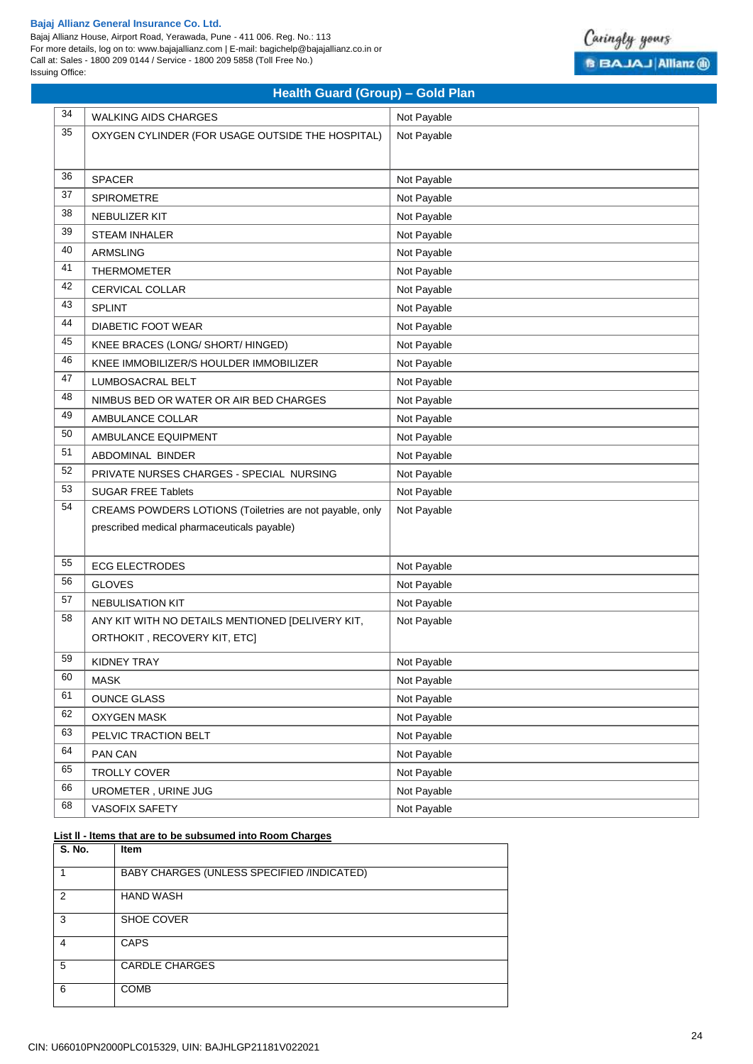## Health Guard (Group) – Gold Plan

| | | |
|---|---|---|
| 34 | WALKING AIDS CHARGES | Not Payable |
| 35 | OXYGEN CYLINDER (FOR USAGE OUTSIDE THE HOSPITAL) | Not Payable |
| 36 | SPACER | Not Payable |
| 37 | SPIROMETRE | Not Payable |
| 38 | NEBULIZER KIT | Not Payable |
| 39 | STEAM INHALER | Not Payable |
| 40 | ARMSLING | Not Payable |
| 41 | THERMOMETER | Not Payable |
| 42 | CERVICAL COLLAR | Not Payable |
| 43 | SPLINT | Not Payable |
| 44 | DIABETIC FOOT WEAR | Not Payable |
| 45 | KNEE BRACES (LONG/ SHORT/ HINGED) | Not Payable |
| 46 | KNEE IMMOBILIZER/S HOULDER IMMOBILIZER | Not Payable |
| 47 | LUMBOSACRAL BELT | Not Payable |
| 48 | NIMBUS BED OR WATER OR AIR BED CHARGES | Not Payable |
| 49 | AMBULANCE COLLAR | Not Payable |
| 50 | AMBULANCE EQUIPMENT | Not Payable |
| 51 | ABDOMINAL BINDER | Not Payable |
| 52 | PRIVATE NURSES CHARGES - SPECIAL NURSING | Not Payable |
| 53 | SUGAR FREE Tablets | Not Payable |
| 54 | CREAMS POWDERS LOTIONS (Toiletries are not payable, only prescribed medical pharmaceuticals payable) | Not Payable |
| 55 | ECG ELECTRODES | Not Payable |
| 56 | GLOVES | Not Payable |
| 57 | NEBULISATION KIT | Not Payable |
| 58 | ANY KIT WITH NO DETAILS MENTIONED [DELIVERY KIT, ORTHOKIT , RECOVERY KIT, ETC] | Not Payable |
| 59 | KIDNEY TRAY | Not Payable |
| 60 | MASK | Not Payable |
| 61 | OUNCE GLASS | Not Payable |
| 62 | OXYGEN MASK | Not Payable |
| 63 | PELVIC TRACTION BELT | Not Payable |
| 64 | PAN CAN | Not Payable |
| 65 | TROLLY COVER | Not Payable |
| 66 | UROMETER , URINE JUG | Not Payable |
| 68 | VASOFIX SAFETY | Not Payable |

**List II - Items that are to be subsumed into Room Charges**

| S. No. | Item |
|---|---|
| 1 | BABY CHARGES (UNLESS SPECIFIED /INDICATED) |
| 2 | HAND WASH |
| 3 | SHOE COVER |
| 4 | CAPS |
| 5 | CARDLE CHARGES |
| 6 | COMB |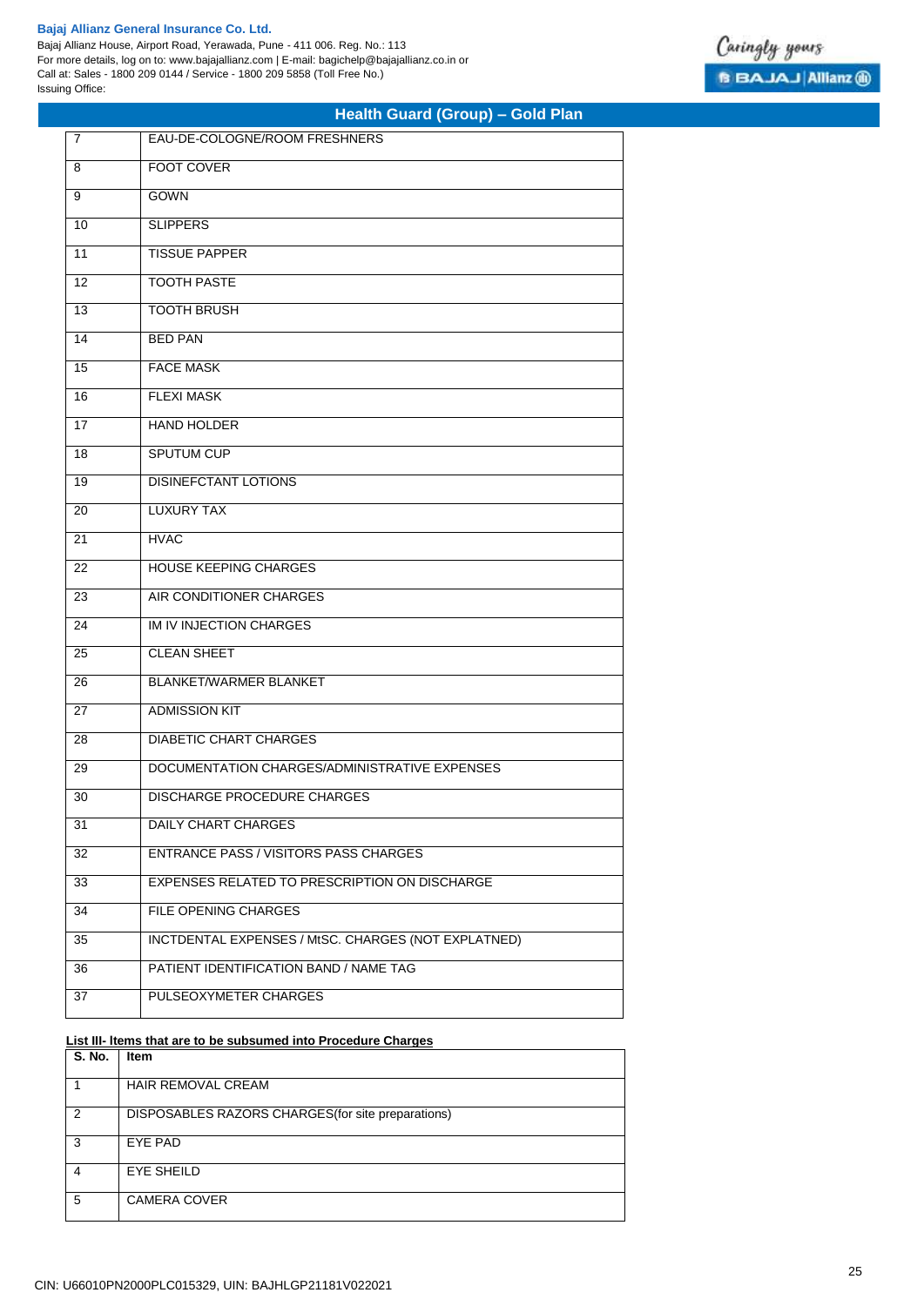| | |
|---|---|
| 7 | EAU-DE-COLOGNE/ROOM FRESHNERS |
| 8 | FOOT COVER |
| 9 | GOWN |
| 10 | SLIPPERS |
| 11 | TISSUE PAPPER |
| 12 | TOOTH PASTE |
| 13 | TOOTH BRUSH |
| 14 | BED PAN |
| 15 | FACE MASK |
| 16 | FLEXI MASK |
| 17 | HAND HOLDER |
| 18 | SPUTUM CUP |
| 19 | DISINEFCTANT LOTIONS |
| 20 | LUXURY TAX |
| 21 | HVAC |
| 22 | HOUSE KEEPING CHARGES |
| 23 | AIR CONDITIONER CHARGES |
| 24 | IM IV INJECTION CHARGES |
| 25 | CLEAN SHEET |
| 26 | BLANKET/WARMER BLANKET |
| 27 | ADMISSION KIT |
| 28 | DIABETIC CHART CHARGES |
| 29 | DOCUMENTATION CHARGES/ADMINISTRATIVE EXPENSES |
| 30 | DISCHARGE PROCEDURE CHARGES |
| 31 | DAILY CHART CHARGES |
| 32 | ENTRANCE PASS / VISITORS PASS CHARGES |
| 33 | EXPENSES RELATED TO PRESCRIPTION ON DISCHARGE |
| 34 | FILE OPENING CHARGES |
| 35 | INCTDENTAL EXPENSES / MtSC. CHARGES (NOT EXPLATNED) |
| 36 | PATIENT IDENTIFICATION BAND / NAME TAG |
| 37 | PULSEOXYMETER CHARGES |

**List III- Items that are to be subsumed into Procedure Charges**

| S. No. | Item |
|---|---|
| 1 | HAIR REMOVAL CREAM |
| 2 | DISPOSABLES RAZORS CHARGES(for site preparations) |
| 3 | EYE PAD |
| 4 | EYE SHEILD |
| 5 | CAMERA COVER |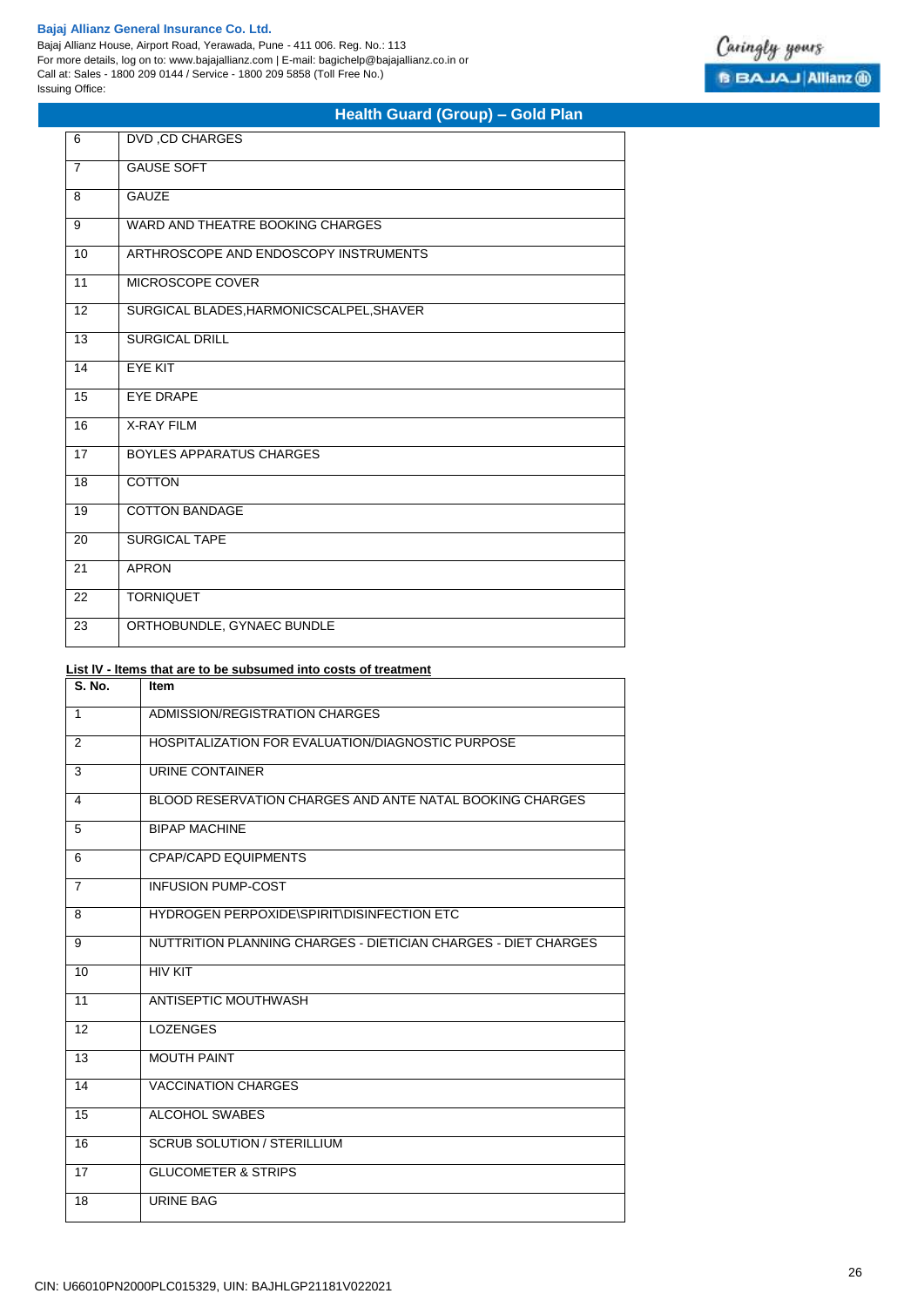| | |
|---|---|
| 6 | DVD ,CD CHARGES |
| 7 | GAUSE SOFT |
| 8 | GAUZE |
| 9 | WARD AND THEATRE BOOKING CHARGES |
| 10 | ARTHROSCOPE AND ENDOSCOPY INSTRUMENTS |
| 11 | MICROSCOPE COVER |
| 12 | SURGICAL BLADES,HARMONICSCALPEL,SHAVER |
| 13 | SURGICAL DRILL |
| 14 | EYE KIT |
| 15 | EYE DRAPE |
| 16 | X-RAY FILM |
| 17 | BOYLES APPARATUS CHARGES |
| 18 | COTTON |
| 19 | COTTON BANDAGE |
| 20 | SURGICAL TAPE |
| 21 | APRON |
| 22 | TORNIQUET |
| 23 | ORTHOBUNDLE, GYNAEC BUNDLE |

**List IV - Items that are to be subsumed into costs of treatment**

| S. No. | Item |
|---|---|
| 1 | ADMISSION/REGISTRATION CHARGES |
| 2 | HOSPITALIZATION FOR EVALUATION/DIAGNOSTIC PURPOSE |
| 3 | URINE CONTAINER |
| 4 | BLOOD RESERVATION CHARGES AND ANTE NATAL BOOKING CHARGES |
| 5 | BIPAP MACHINE |
| 6 | CPAP/CAPD EQUIPMENTS |
| 7 | INFUSION PUMP-COST |
| 8 | HYDROGEN PERPOXIDE\SPIRIT\DISINFECTION ETC |
| 9 | NUTTRITION PLANNING CHARGES - DIETICIAN CHARGES - DIET CHARGES |
| 10 | HIV KIT |
| 11 | ANTISEPTIC MOUTHWASH |
| 12 | LOZENGES |
| 13 | MOUTH PAINT |
| 14 | VACCINATION CHARGES |
| 15 | ALCOHOL SWABES |
| 16 | SCRUB SOLUTION / STERILLIUM |
| 17 | GLUCOMETER & STRIPS |
| 18 | URINE BAG |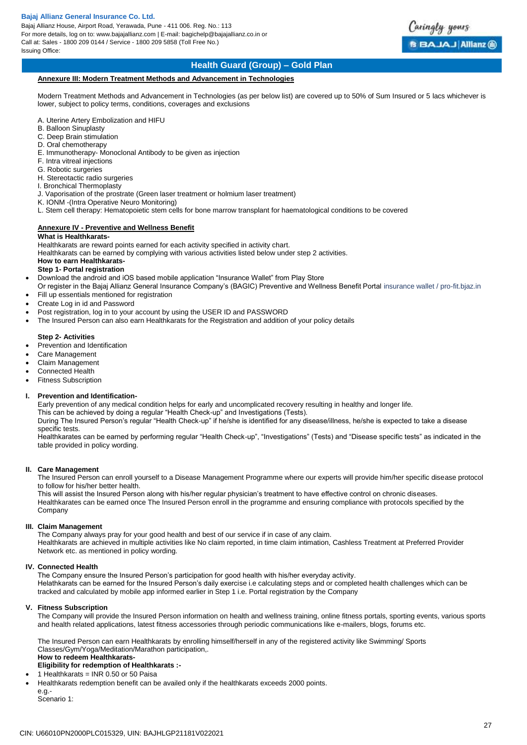## Health Guard (Group) – Gold Plan

### Annexure III: Modern Treatment Methods and Advancement in Technologies

Modern Treatment Methods and Advancement in Technologies (as per below list) are covered up to 50% of Sum Insured or 5 lacs whichever is lower, subject to policy terms, conditions, coverages and exclusions

A. Uterine Artery Embolization and HIFU
B. Balloon Sinuplasty
C. Deep Brain stimulation
D. Oral chemotherapy
E. Immunotherapy- Monoclonal Antibody to be given as injection
F. Intra vitreal injections
G. Robotic surgeries
H. Stereotactic radio surgeries
I. Bronchical Thermoplasty
J. Vaporisation of the prostrate (Green laser treatment or holmium laser treatment)
K. IONM -(Intra Operative Neuro Monitoring)
L. Stem cell therapy: Hematopoietic stem cells for bone marrow transplant for haematological conditions to be covered

### Annexure IV - Preventive and Wellness Benefit

**What is Healthkarats-**

Healthkarats are reward points earned for each activity specified in activity chart.
Healthkarats can be earned by complying with various activities listed below under step 2 activities.

**How to earn Healthkarats-**

**Step 1- Portal registration**

- Download the android and iOS based mobile application "Insurance Wallet" from Play Store
  Or register in the Bajaj Allianz General Insurance Company's (BAGIC) Preventive and Wellness Benefit Portal insurance wallet / pro-fit.bjaz.in
- Fill up essentials mentioned for registration
- Create Log in id and Password
- Post registration, log in to your account by using the USER ID and PASSWORD
- The Insured Person can also earn Healthkarats for the Registration and addition of your policy details

**Step 2- Activities**

- Prevention and Identification
- Care Management
- Claim Management
- Connected Health
- Fitness Subscription

**I. Prevention and Identification-**

Early prevention of any medical condition helps for early and uncomplicated recovery resulting in healthy and longer life.
This can be achieved by doing a regular "Health Check-up" and Investigations (Tests).
During The Insured Person's regular "Health Check-up" if he/she is identified for any disease/illness, he/she is expected to take a disease specific tests.
Healthkarates can be earned by performing regular "Health Check-up", "Investigations" (Tests) and "Disease specific tests" as indicated in the table provided in policy wording.

**II. Care Management**

The Insured Person can enroll yourself to a Disease Management Programme where our experts will provide him/her specific disease protocol to follow for his/her better health.
This will assist the Insured Person along with his/her regular physician's treatment to have effective control on chronic diseases.
Healthkarates can be earned once The Insured Person enroll in the programme and ensuring compliance with protocols specified by the Company

**III. Claim Management**

The Company always pray for your good health and best of our service if in case of any claim.
Healthkarats are achieved in multiple activities like No claim reported, in time claim intimation, Cashless Treatment at Preferred Provider Network etc. as mentioned in policy wording.

**IV. Connected Health**

The Company ensure the Insured Person's participation for good health with his/her everyday activity.
Helathkarats can be earned for the Insured Person's daily exercise i.e calculating steps and or completed health challenges which can be tracked and calculated by mobile app informed earlier in Step 1 i.e. Portal registration by the Company

**V. Fitness Subscription**

The Company will provide the Insured Person information on health and wellness training, online fitness portals, sporting events, various sports and health related applications, latest fitness accessories through periodic communications like e-mailers, blogs, forums etc.

The Insured Person can earn Healthkarats by enrolling himself/herself in any of the registered activity like Swimming/ Sports Classes/Gym/Yoga/Meditation/Marathon participation,.

**How to redeem Healthkarats-**

**Eligibility for redemption of Healthkarats :-**

- 1 Healthkarats = INR 0.50 or 50 Paisa
- Healthkarats redemption benefit can be availed only if the healthkarats exceeds 2000 points.
  e.g.-
  Scenario 1: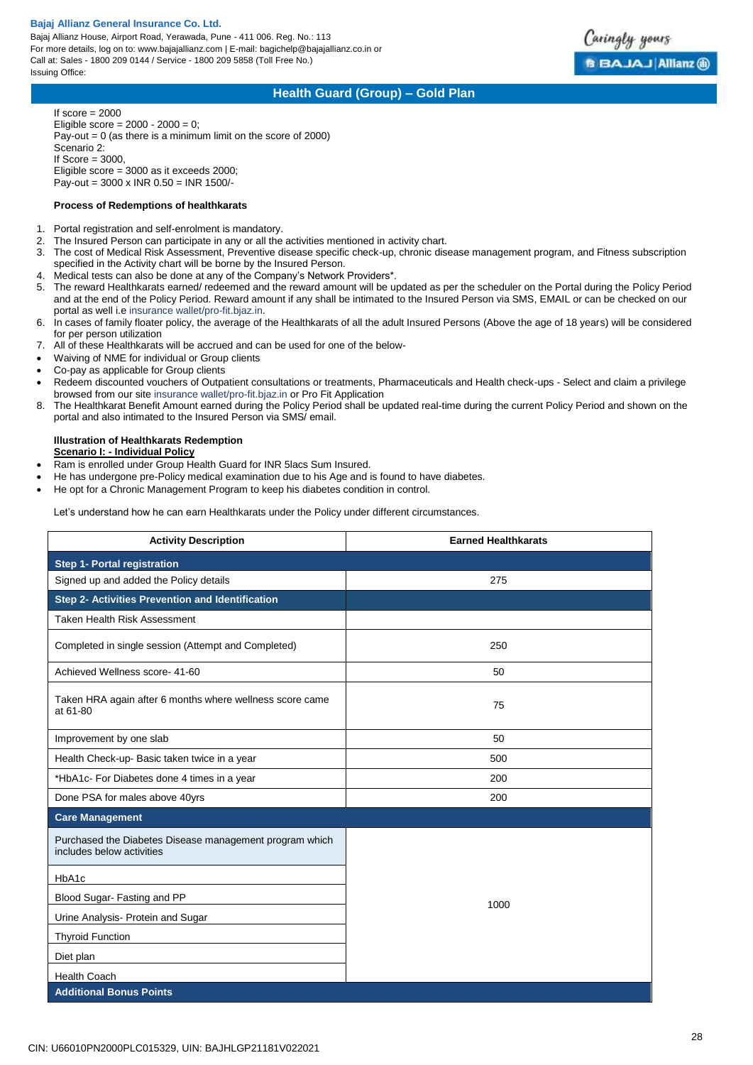If score = 2000
Eligible score = 2000 - 2000 = 0;
Pay-out = 0 (as there is a minimum limit on the score of 2000)
Scenario 2:
If Score = 3000,
Eligible score = 3000 as it exceeds 2000;
Pay-out = 3000 x INR 0.50 = INR 1500/-

**Process of Redemptions of healthkarats**

1. Portal registration and self-enrolment is mandatory.
2. The Insured Person can participate in any or all the activities mentioned in activity chart.
3. The cost of Medical Risk Assessment, Preventive disease specific check-up, chronic disease management program, and Fitness subscription specified in the Activity chart will be borne by the Insured Person.
4. Medical tests can also be done at any of the Company's Network Providers*.
5. The reward Healthkarats earned/ redeemed and the reward amount will be updated as per the scheduler on the Portal during the Policy Period and at the end of the Policy Period. Reward amount if any shall be intimated to the Insured Person via SMS, EMAIL or can be checked on our portal as well i.e insurance wallet/pro-fit.bjaz.in.
6. In cases of family floater policy, the average of the Healthkarats of all the adult Insured Persons (Above the age of 18 years) will be considered for per person utilization
7. All of these Healthkarats will be accrued and can be used for one of the below-
   - Waiving of NME for individual or Group clients
   - Co-pay as applicable for Group clients
   - Redeem discounted vouchers of Outpatient consultations or treatments, Pharmaceuticals and Health check-ups - Select and claim a privilege browsed from our site insurance wallet/pro-fit.bjaz.in or Pro Fit Application
8. The Healthkarat Benefit Amount earned during the Policy Period shall be updated real-time during the current Policy Period and shown on the portal and also intimated to the Insured Person via SMS/ email.

**Illustration of Healthkarats Redemption**
**Scenario I: - Individual Policy**

- Ram is enrolled under Group Health Guard for INR 5lacs Sum Insured.
- He has undergone pre-Policy medical examination due to his Age and is found to have diabetes.
- He opt for a Chronic Management Program to keep his diabetes condition in control.

Let's understand how he can earn Healthkarats under the Policy under different circumstances.

| Activity Description | Earned Healthkarats |
|---|---|
| **Step 1- Portal registration** | |
| Signed up and added the Policy details | 275 |
| **Step 2- Activities Prevention and Identification** | |
| Taken Health Risk Assessment | |
| Completed in single session (Attempt and Completed) | 250 |
| Achieved Wellness score- 41-60 | 50 |
| Taken HRA again after 6 months where wellness score came at 61-80 | 75 |
| Improvement by one slab | 50 |
| Health Check-up- Basic taken twice in a year | 500 |
| *HbA1c- For Diabetes done 4 times in a year | 200 |
| Done PSA for males above 40yrs | 200 |
| **Care Management** | |
| Purchased the Diabetes Disease management program which includes below activities | 1000 |
| HbA1c | |
| Blood Sugar- Fasting and PP | |
| Urine Analysis- Protein and Sugar | |
| Thyroid Function | |
| Diet plan | |
| Health Coach | |
| **Additional Bonus Points** | |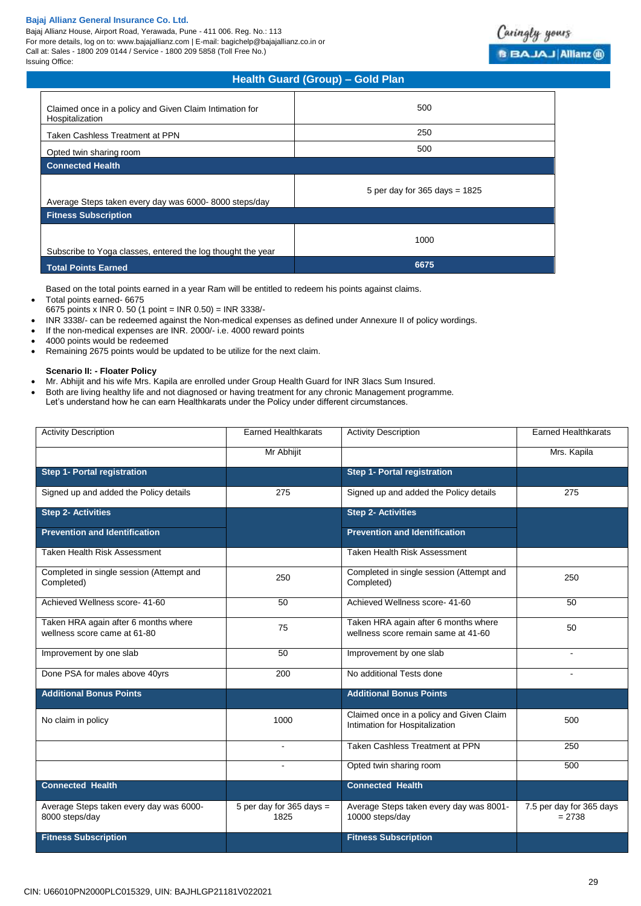Bajaj Allianz General Insurance Co. Ltd.
Bajaj Allianz House, Airport Road, Yerawada, Pune - 411 006. Reg. No.: 113
For more details, log on to: www.bajajallianz.com | E-mail: bagichelp@bajajallianz.co.in or
Call at: Sales - 1800 209 0144 / Service - 1800 209 5858 (Toll Free No.)
Issuing Office:

## Health Guard (Group) – Gold Plan

| | |
|---|---|
| Claimed once in a policy and Given Claim Intimation for Hospitalization | 500 |
| Taken Cashless Treatment at PPN | 250 |
| Opted twin sharing room | 500 |
| **Connected Health** | |
| Average Steps taken every day was 6000- 8000 steps/day | 5 per day for 365 days = 1825 |
| **Fitness Subscription** | |
| Subscribe to Yoga classes, entered the log thought the year | 1000 |
| **Total Points Earned** | **6675** |

Based on the total points earned in a year Ram will be entitled to redeem his points against claims.

- Total points earned- 6675
  6675 points x INR 0. 50 (1 point = INR 0.50) = INR 3338/-
- INR 3338/- can be redeemed against the Non-medical expenses as defined under Annexure II of policy wordings.
- If the non-medical expenses are INR. 2000/- i.e. 4000 reward points
- 4000 points would be redeemed
- Remaining 2675 points would be updated to be utilize for the next claim.

**Scenario II: - Floater Policy**

- Mr. Abhijit and his wife Mrs. Kapila are enrolled under Group Health Guard for INR 3lacs Sum Insured.
- Both are living healthy life and not diagnosed or having treatment for any chronic Management programme.
  Let's understand how he can earn Healthkarats under the Policy under different circumstances.

| Activity Description | Earned Healthkarats | Activity Description | Earned Healthkarats |
|---|---|---|---|
| | Mr Abhijit | | Mrs. Kapila |
| **Step 1- Portal registration** | | **Step 1- Portal registration** | |
| Signed up and added the Policy details | 275 | Signed up and added the Policy details | 275 |
| **Step 2- Activities** | | **Step 2- Activities** | |
| **Prevention and Identification** | | **Prevention and Identification** | |
| Taken Health Risk Assessment | | Taken Health Risk Assessment | |
| Completed in single session (Attempt and Completed) | 250 | Completed in single session (Attempt and Completed) | 250 |
| Achieved Wellness score- 41-60 | 50 | Achieved Wellness score- 41-60 | 50 |
| Taken HRA again after 6 months where wellness score came at 61-80 | 75 | Taken HRA again after 6 months where wellness score remain same at 41-60 | 50 |
| Improvement by one slab | 50 | Improvement by one slab | - |
| Done PSA for males above 40yrs | 200 | No additional Tests done | - |
| **Additional Bonus Points** | | **Additional Bonus Points** | |
| No claim in policy | 1000 | Claimed once in a policy and Given Claim Intimation for Hospitalization | 500 |
| | - | Taken Cashless Treatment at PPN | 250 |
| | - | Opted twin sharing room | 500 |
| **Connected Health** | | **Connected Health** | |
| Average Steps taken every day was 6000-8000 steps/day | 5 per day for 365 days = 1825 | Average Steps taken every day was 8001-10000 steps/day | 7.5 per day for 365 days = 2738 |
| **Fitness Subscription** | | **Fitness Subscription** | |

CIN: U66010PN2000PLC015329, UIN: BAJHLGP21181V022021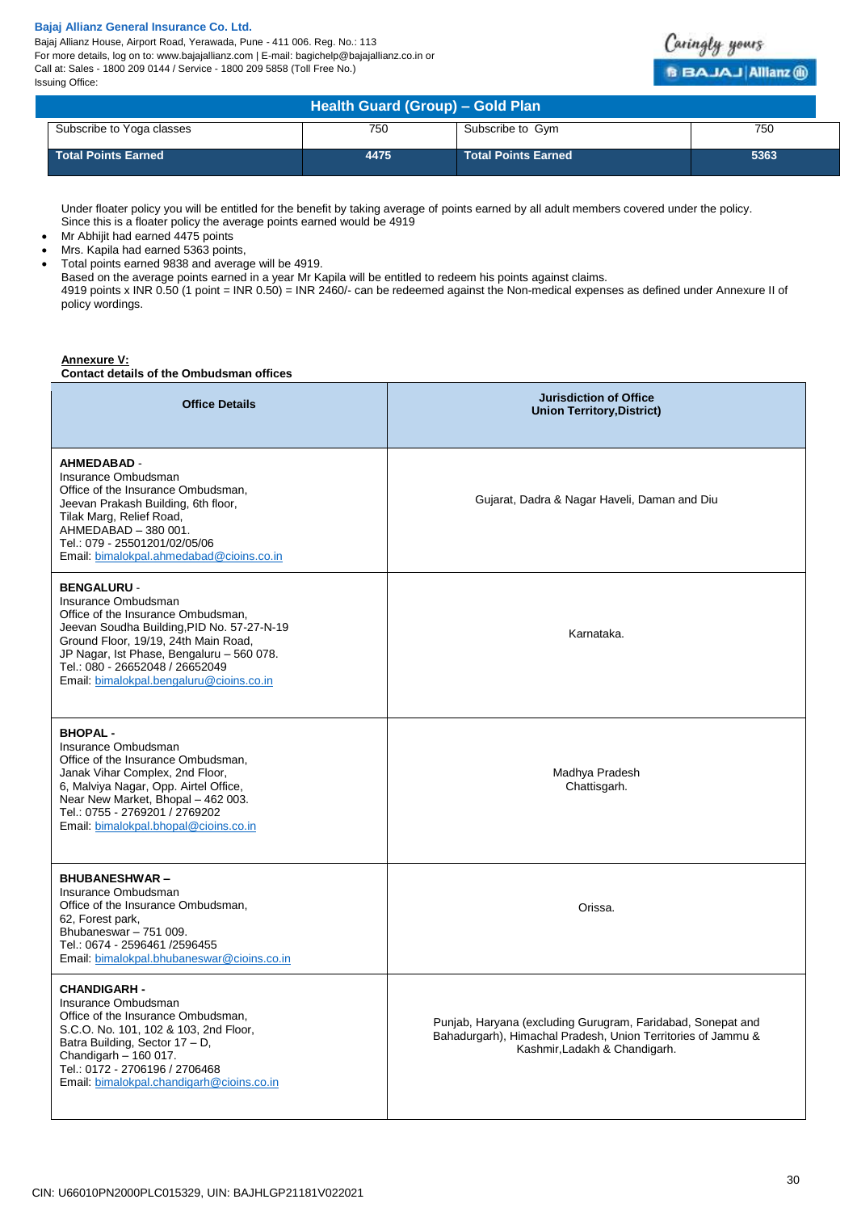| Subscribe to Yoga classes | 750 | Subscribe to Gym | 750 |
|---|---|---|---|
| **Total Points Earned** | **4475** | **Total Points Earned** | **5363** |

Under floater policy you will be entitled for the benefit by taking average of points earned by all adult members covered under the policy. Since this is a floater policy the average points earned would be 4919

- Mr Abhijit had earned 4475 points
- Mrs. Kapila had earned 5363 points,
- Total points earned 9838 and average will be 4919.

Based on the average points earned in a year Mr Kapila will be entitled to redeem his points against claims.
4919 points x INR 0.50 (1 point = INR 0.50) = INR 2460/- can be redeemed against the Non-medical expenses as defined under Annexure II of policy wordings.

**Annexure V:**
**Contact details of the Ombudsman offices**

| Office Details | Jurisdiction of Office Union Territory,District) |
|---|---|
| **AHMEDABAD** - Insurance Ombudsman Office of the Insurance Ombudsman, Jeevan Prakash Building, 6th floor, Tilak Marg, Relief Road, AHMEDABAD – 380 001. Tel.: 079 - 25501201/02/05/06 Email: bimalokpal.ahmedabad@cioins.co.in | Gujarat, Dadra & Nagar Haveli, Daman and Diu |
| **BENGALURU** - Insurance Ombudsman Office of the Insurance Ombudsman, Jeevan Soudha Building,PID No. 57-27-N-19 Ground Floor, 19/19, 24th Main Road, JP Nagar, Ist Phase, Bengaluru – 560 078. Tel.: 080 - 26652048 / 26652049 Email: bimalokpal.bengaluru@cioins.co.in | Karnataka. |
| **BHOPAL** - Insurance Ombudsman Office of the Insurance Ombudsman, Janak Vihar Complex, 2nd Floor, 6, Malviya Nagar, Opp. Airtel Office, Near New Market, Bhopal – 462 003. Tel.: 0755 - 2769201 / 2769202 Email: bimalokpal.bhopal@cioins.co.in | Madhya Pradesh Chattisgarh. |
| **BHUBANESHWAR** – Insurance Ombudsman Office of the Insurance Ombudsman, 62, Forest park, Bhubaneswar – 751 009. Tel.: 0674 - 2596461 /2596455 Email: bimalokpal.bhubaneswar@cioins.co.in | Orissa. |
| **CHANDIGARH** - Insurance Ombudsman Office of the Insurance Ombudsman, S.C.O. No. 101, 102 & 103, 2nd Floor, Batra Building, Sector 17 – D, Chandigarh – 160 017. Tel.: 0172 - 2706196 / 2706468 Email: bimalokpal.chandigarh@cioins.co.in | Punjab, Haryana (excluding Gurugram, Faridabad, Sonepat and Bahadurgarh), Himachal Pradesh, Union Territories of Jammu & Kashmir,Ladakh & Chandigarh. |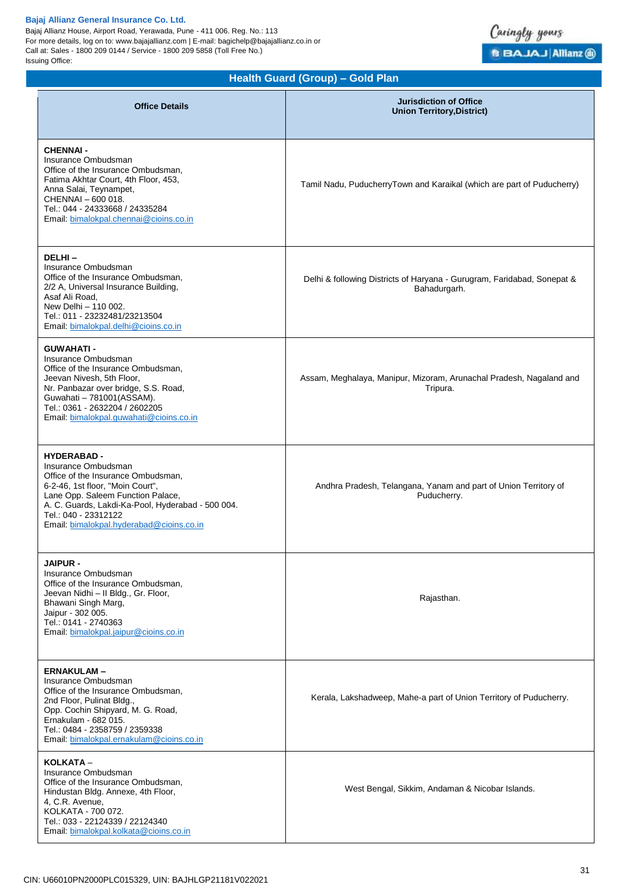## Health Guard (Group) – Gold Plan

| Office Details | Jurisdiction of Office Union Territory,District) |
|---|---|
| **CHENNAI -**<br>Insurance Ombudsman<br>Office of the Insurance Ombudsman,<br>Fatima Akhtar Court, 4th Floor, 453,<br>Anna Salai, Teynampet,<br>CHENNAI – 600 018.<br>Tel.: 044 - 24333668 / 24335284<br>Email: bimalokpal.chennai@cioins.co.in | Tamil Nadu, PuducherryTown and Karaikal (which are part of Puducherry) |
| **DELHI –**<br>Insurance Ombudsman<br>Office of the Insurance Ombudsman,<br>2/2 A, Universal Insurance Building,<br>Asaf Ali Road,<br>New Delhi – 110 002.<br>Tel.: 011 - 23232481/23213504<br>Email: bimalokpal.delhi@cioins.co.in | Delhi & following Districts of Haryana - Gurugram, Faridabad, Sonepat & Bahadurgarh. |
| **GUWAHATI -**<br>Insurance Ombudsman<br>Office of the Insurance Ombudsman,<br>Jeevan Nivesh, 5th Floor,<br>Nr. Panbazar over bridge, S.S. Road,<br>Guwahati – 781001(ASSAM).<br>Tel.: 0361 - 2632204 / 2602205<br>Email: bimalokpal.guwahati@cioins.co.in | Assam, Meghalaya, Manipur, Mizoram, Arunachal Pradesh, Nagaland and Tripura. |
| **HYDERABAD -**<br>Insurance Ombudsman<br>Office of the Insurance Ombudsman,<br>6-2-46, 1st floor, "Moin Court",<br>Lane Opp. Saleem Function Palace,<br>A. C. Guards, Lakdi-Ka-Pool, Hyderabad - 500 004.<br>Tel.: 040 - 23312122<br>Email: bimalokpal.hyderabad@cioins.co.in | Andhra Pradesh, Telangana, Yanam and part of Union Territory of Puducherry. |
| **JAIPUR -**<br>Insurance Ombudsman<br>Office of the Insurance Ombudsman,<br>Jeevan Nidhi – II Bldg., Gr. Floor,<br>Bhawani Singh Marg,<br>Jaipur - 302 005.<br>Tel.: 0141 - 2740363<br>Email: bimalokpal.jaipur@cioins.co.in | Rajasthan. |
| **ERNAKULAM –**<br>Insurance Ombudsman<br>Office of the Insurance Ombudsman,<br>2nd Floor, Pulinat Bldg.,<br>Opp. Cochin Shipyard, M. G. Road,<br>Ernakulam - 682 015.<br>Tel.: 0484 - 2358759 / 2359338<br>Email: bimalokpal.ernakulam@cioins.co.in | Kerala, Lakshadweep, Mahe-a part of Union Territory of Puducherry. |
| **KOLKATA –**<br>Insurance Ombudsman<br>Office of the Insurance Ombudsman,<br>Hindustan Bldg. Annexe, 4th Floor,<br>4, C.R. Avenue,<br>KOLKATA - 700 072.<br>Tel.: 033 - 22124339 / 22124340<br>Email: bimalokpal.kolkata@cioins.co.in | West Bengal, Sikkim, Andaman & Nicobar Islands. |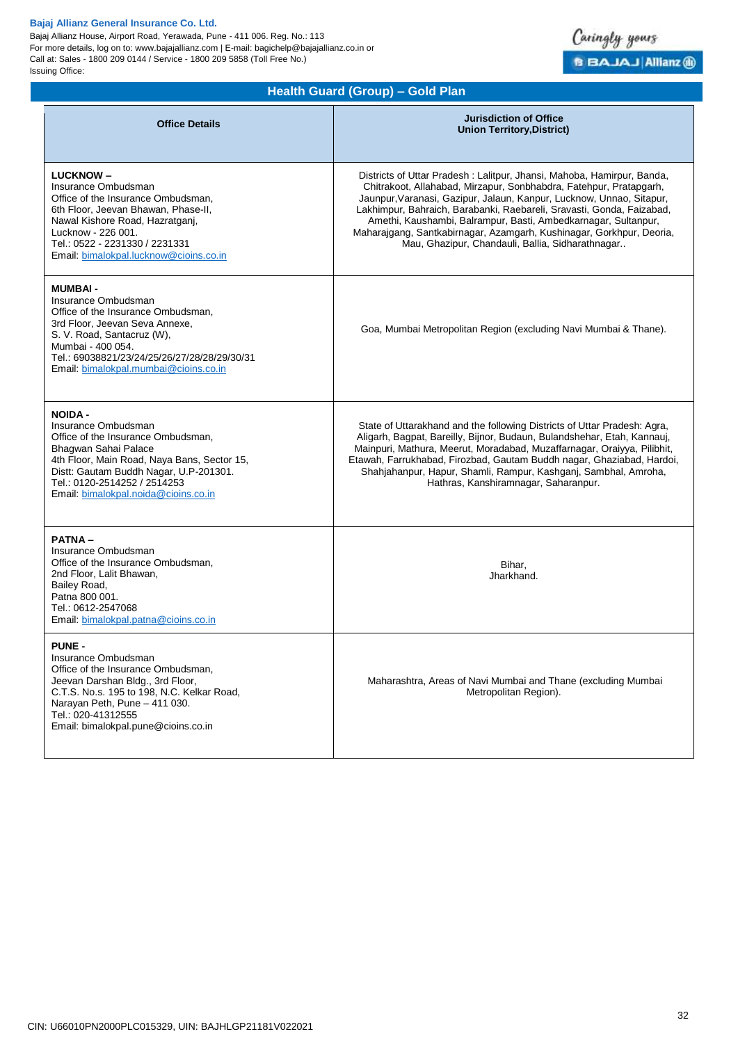## Health Guard (Group) – Gold Plan

| Office Details | Jurisdiction of Office Union Territory,District) |
|---|---|
| **LUCKNOW –** Insurance Ombudsman Office of the Insurance Ombudsman, 6th Floor, Jeevan Bhawan, Phase-II, Nawal Kishore Road, Hazratganj, Lucknow - 226 001. Tel.: 0522 - 2231330 / 2231331 Email: bimalokpal.lucknow@cioins.co.in | Districts of Uttar Pradesh : Lalitpur, Jhansi, Mahoba, Hamirpur, Banda, Chitrakoot, Allahabad, Mirzapur, Sonbhabdra, Fatehpur, Pratapgarh, Jaunpur,Varanasi, Gazipur, Jalaun, Kanpur, Lucknow, Unnao, Sitapur, Lakhimpur, Bahraich, Barabanki, Raebareli, Sravasti, Gonda, Faizabad, Amethi, Kaushambi, Balrampur, Basti, Ambedkarnagar, Sultanpur, Maharajgang, Santkabirnagar, Azamgarh, Kushinagar, Gorkhpur, Deoria, Mau, Ghazipur, Chandauli, Ballia, Sidharathnagar.. |
| **MUMBAI -** Insurance Ombudsman Office of the Insurance Ombudsman, 3rd Floor, Jeevan Seva Annexe, S. V. Road, Santacruz (W), Mumbai - 400 054. Tel.: 69038821/23/24/25/26/27/28/28/29/30/31 Email: bimalokpal.mumbai@cioins.co.in | Goa, Mumbai Metropolitan Region (excluding Navi Mumbai & Thane). |
| **NOIDA -** Insurance Ombudsman Office of the Insurance Ombudsman, Bhagwan Sahai Palace 4th Floor, Main Road, Naya Bans, Sector 15, Distt: Gautam Buddh Nagar, U.P-201301. Tel.: 0120-2514252 / 2514253 Email: bimalokpal.noida@cioins.co.in | State of Uttarakhand and the following Districts of Uttar Pradesh: Agra, Aligarh, Bagpat, Bareilly, Bijnor, Budaun, Bulandshehar, Etah, Kannauj, Mainpuri, Mathura, Meerut, Moradabad, Muzaffarnagar, Oraiyya, Pilibhit, Etawah, Farrukhabad, Firozbad, Gautam Buddh nagar, Ghaziabad, Hardoi, Shahjahanpur, Hapur, Shamli, Rampur, Kashganj, Sambhal, Amroha, Hathras, Kanshiramnagar, Saharanpur. |
| **PATNA –** Insurance Ombudsman Office of the Insurance Ombudsman, 2nd Floor, Lalit Bhawan, Bailey Road, Patna 800 001. Tel.: 0612-2547068 Email: bimalokpal.patna@cioins.co.in | Bihar, Jharkhand. |
| **PUNE -** Insurance Ombudsman Office of the Insurance Ombudsman, Jeevan Darshan Bldg., 3rd Floor, C.T.S. No.s. 195 to 198, N.C. Kelkar Road, Narayan Peth, Pune – 411 030. Tel.: 020-41312555 Email: bimalokpal.pune@cioins.co.in | Maharashtra, Areas of Navi Mumbai and Thane (excluding Mumbai Metropolitan Region). |